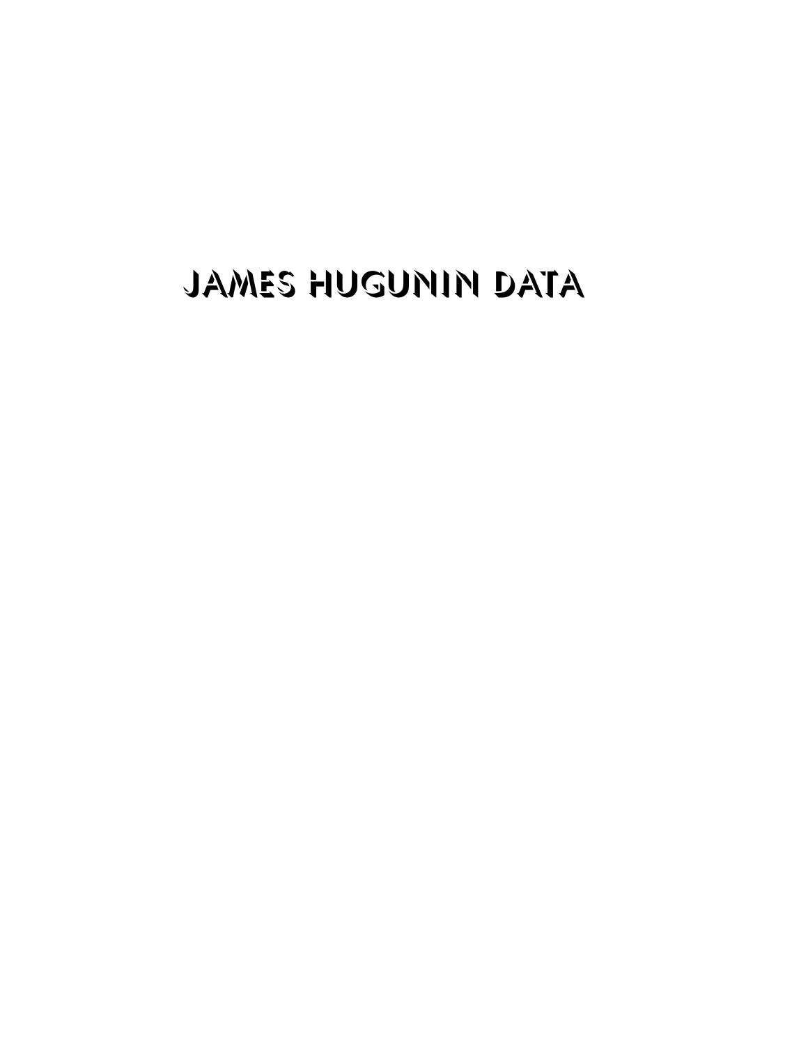# JAMES HUGUNIN DATA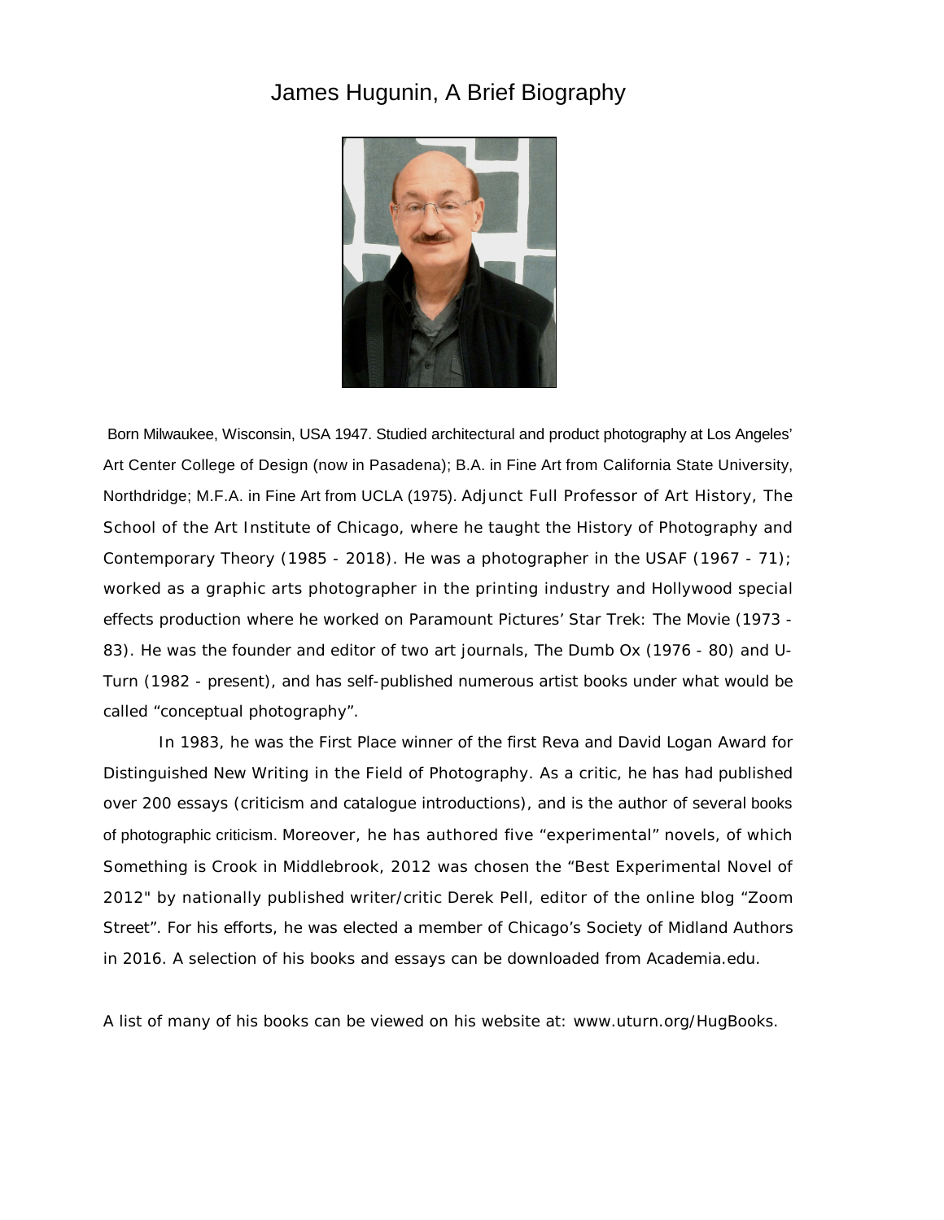# James Hugunin, A Brief Biography

Born Milwaukee, Wisconsin, USA 1947. Studied architectural and product photography at Los Angeles' Art Center College of Design (now in Pasadena); B.A. in Fine Art from California State University, Northdridge; M.F.A. in Fine Art from UCLA (1975). Adjunct Full Professor of Art History, The School of the Art Institute of Chicago, where he taught the History of Photography and Contemporary Theory (1985 - 2018). He was a photographer in the USAF (1967 - 71); worked as a graphic arts photographer in the printing industry and Hollywood special effects production where he worked on Paramount Pictures' Star Trek: The Movie (1973 - 83). He was the founder and editor of two art journals, The Dumb Ox (1976 - 80) and U-Turn (1982 - present), and has self-published numerous artist books under what would be called "conceptual photography".

In 1983, he was the First Place winner of the first Reva and David Logan Award for Distinguished New Writing in the Field of Photography. As a critic, he has had published over 200 essays (criticism and catalogue introductions), and is the author of several books of photographic criticism. Moreover, he has authored five "experimental" novels, of which Something is Crook in Middlebrook, 2012 was chosen the "Best Experimental Novel of 2012" by nationally published writer/critic Derek Pell, editor of the online blog "Zoom Street". For his efforts, he was elected a member of Chicago's Society of Midland Authors in 2016. A selection of his books and essays can be downloaded from Academia.edu.

A list of many of his books can be viewed on his website at: www.uturn.org/HugBooks.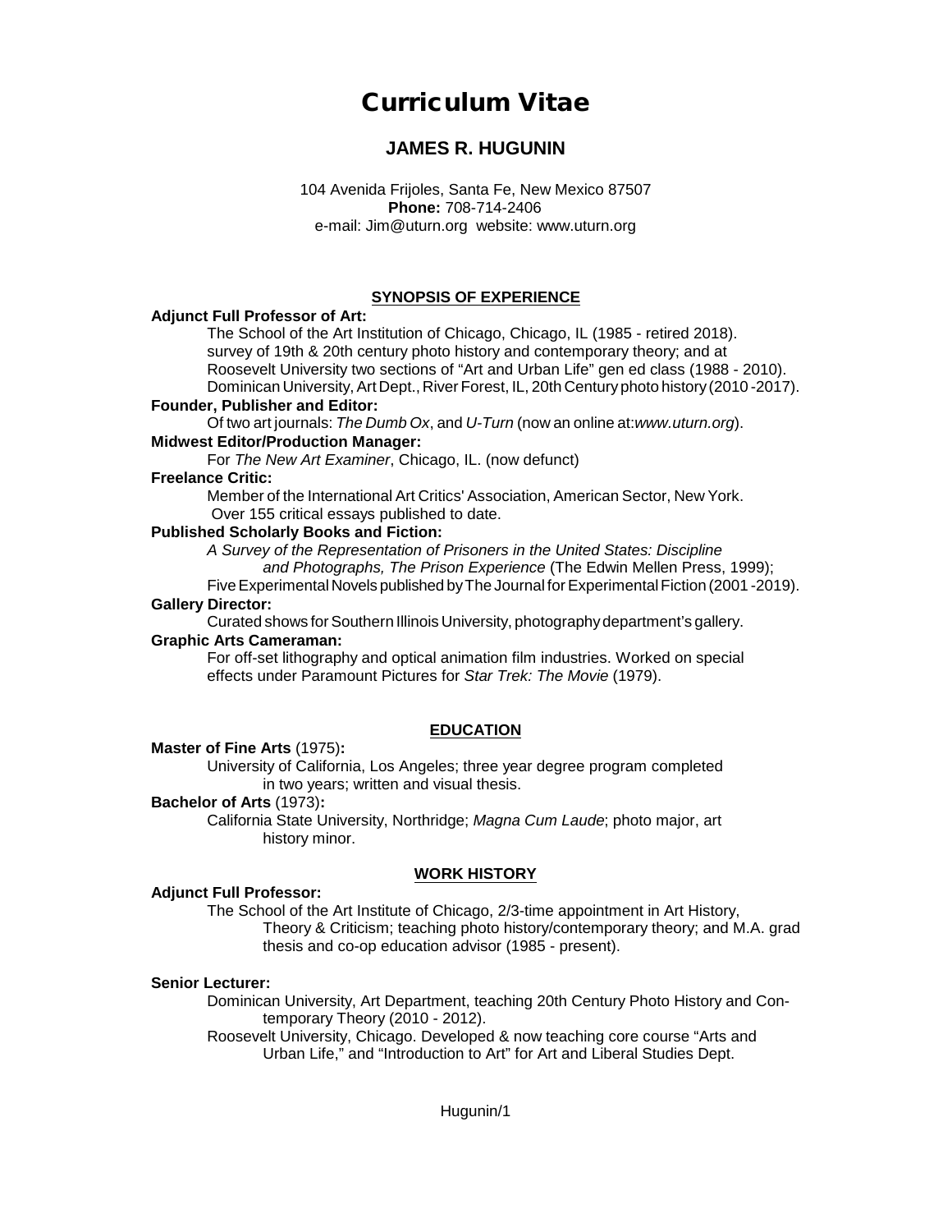# Curriculum Vitae

## JAMES R. HUGUNIN

104 Avenida Frijoles, Santa Fe, New Mexico 87507
**Phone:** 708-714-2406
e-mail: Jim@uturn.org website: www.uturn.org

### SYNOPSIS OF EXPERIENCE

**Adjunct Full Professor of Art:**

The School of the Art Institution of Chicago, Chicago, IL (1985 - retired 2018). survey of 19th & 20th century photo history and contemporary theory; and at Roosevelt University two sections of "Art and Urban Life" gen ed class (1988 - 2010). Dominican University, Art Dept., River Forest, IL, 20th Century photo history (2010 -2017).

**Founder, Publisher and Editor:**

Of two art journals: *The Dumb Ox*, and *U-Turn* (now an online at:*www.uturn.org*).

**Midwest Editor/Production Manager:**

For *The New Art Examiner*, Chicago, IL. (now defunct)

**Freelance Critic:**

Member of the International Art Critics' Association, American Sector, New York. Over 155 critical essays published to date.

**Published Scholarly Books and Fiction:**

*A Survey of the Representation of Prisoners in the United States: Discipline and Photographs, The Prison Experience* (The Edwin Mellen Press, 1999);
Five Experimental Novels published by The Journal for Experimental Fiction (2001 -2019).

**Gallery Director:**

Curated shows for Southern Illinois University, photography department's gallery.

**Graphic Arts Cameraman:**

For off-set lithography and optical animation film industries. Worked on special effects under Paramount Pictures for *Star Trek: The Movie* (1979).

### EDUCATION

**Master of Fine Arts** (1975)**:**

University of California, Los Angeles; three year degree program completed in two years; written and visual thesis.

**Bachelor of Arts** (1973)**:**

California State University, Northridge; *Magna Cum Laude*; photo major, art history minor.

### WORK HISTORY

**Adjunct Full Professor:**

The School of the Art Institute of Chicago, 2/3-time appointment in Art History, Theory & Criticism; teaching photo history/contemporary theory; and M.A. grad thesis and co-op education advisor (1985 - present).

**Senior Lecturer:**

Dominican University, Art Department, teaching 20th Century Photo History and Contemporary Theory (2010 - 2012).

Roosevelt University, Chicago. Developed & now teaching core course "Arts and Urban Life," and "Introduction to Art" for Art and Liberal Studies Dept.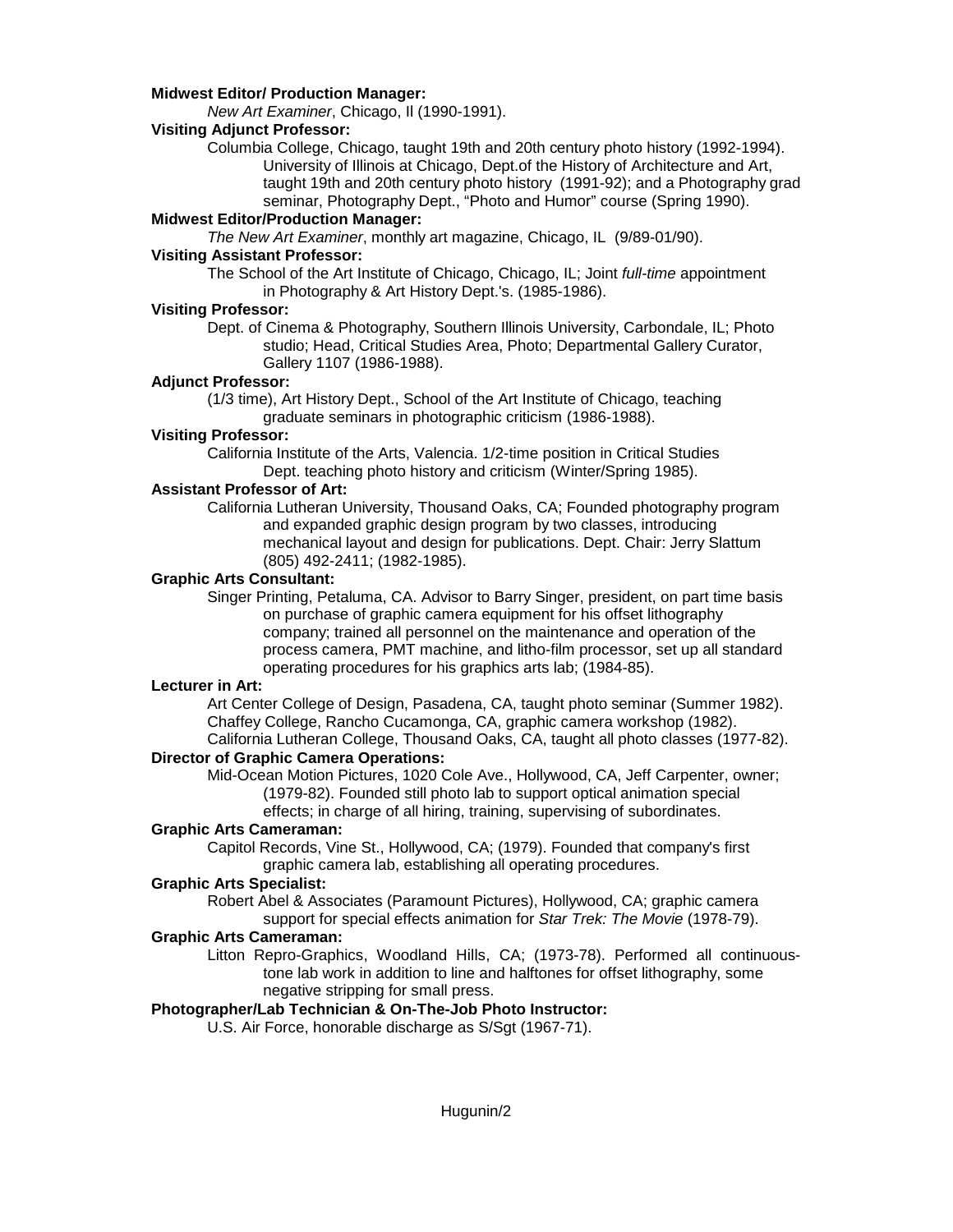**Midwest Editor/ Production Manager:**

*New Art Examiner*, Chicago, Il (1990-1991).

**Visiting Adjunct Professor:**

Columbia College, Chicago, taught 19th and 20th century photo history (1992-1994). University of Illinois at Chicago, Dept.of the History of Architecture and Art, taught 19th and 20th century photo history (1991-92); and a Photography grad seminar, Photography Dept., "Photo and Humor" course (Spring 1990).

**Midwest Editor/Production Manager:**

*The New Art Examiner*, monthly art magazine, Chicago, IL (9/89-01/90).

**Visiting Assistant Professor:**

The School of the Art Institute of Chicago, Chicago, IL; Joint *full-time* appointment in Photography & Art History Dept.'s. (1985-1986).

**Visiting Professor:**

Dept. of Cinema & Photography, Southern Illinois University, Carbondale, IL; Photo studio; Head, Critical Studies Area, Photo; Departmental Gallery Curator, Gallery 1107 (1986-1988).

**Adjunct Professor:**

(1/3 time), Art History Dept., School of the Art Institute of Chicago, teaching graduate seminars in photographic criticism (1986-1988).

**Visiting Professor:**

California Institute of the Arts, Valencia. 1/2-time position in Critical Studies Dept. teaching photo history and criticism (Winter/Spring 1985).

**Assistant Professor of Art:**

California Lutheran University, Thousand Oaks, CA; Founded photography program and expanded graphic design program by two classes, introducing mechanical layout and design for publications. Dept. Chair: Jerry Slattum (805) 492-2411; (1982-1985).

**Graphic Arts Consultant:**

Singer Printing, Petaluma, CA. Advisor to Barry Singer, president, on part time basis on purchase of graphic camera equipment for his offset lithography company; trained all personnel on the maintenance and operation of the process camera, PMT machine, and litho-film processor, set up all standard operating procedures for his graphics arts lab; (1984-85).

**Lecturer in Art:**

Art Center College of Design, Pasadena, CA, taught photo seminar (Summer 1982).
Chaffey College, Rancho Cucamonga, CA, graphic camera workshop (1982).
California Lutheran College, Thousand Oaks, CA, taught all photo classes (1977-82).

**Director of Graphic Camera Operations:**

Mid-Ocean Motion Pictures, 1020 Cole Ave., Hollywood, CA, Jeff Carpenter, owner; (1979-82). Founded still photo lab to support optical animation special effects; in charge of all hiring, training, supervising of subordinates.

**Graphic Arts Cameraman:**

Capitol Records, Vine St., Hollywood, CA; (1979). Founded that company's first graphic camera lab, establishing all operating procedures.

**Graphic Arts Specialist:**

Robert Abel & Associates (Paramount Pictures), Hollywood, CA; graphic camera support for special effects animation for *Star Trek: The Movie* (1978-79).

**Graphic Arts Cameraman:**

Litton Repro-Graphics, Woodland Hills, CA; (1973-78). Performed all continuous-tone lab work in addition to line and halftones for offset lithography, some negative stripping for small press.

**Photographer/Lab Technician & On-The-Job Photo Instructor:**

U.S. Air Force, honorable discharge as S/Sgt (1967-71).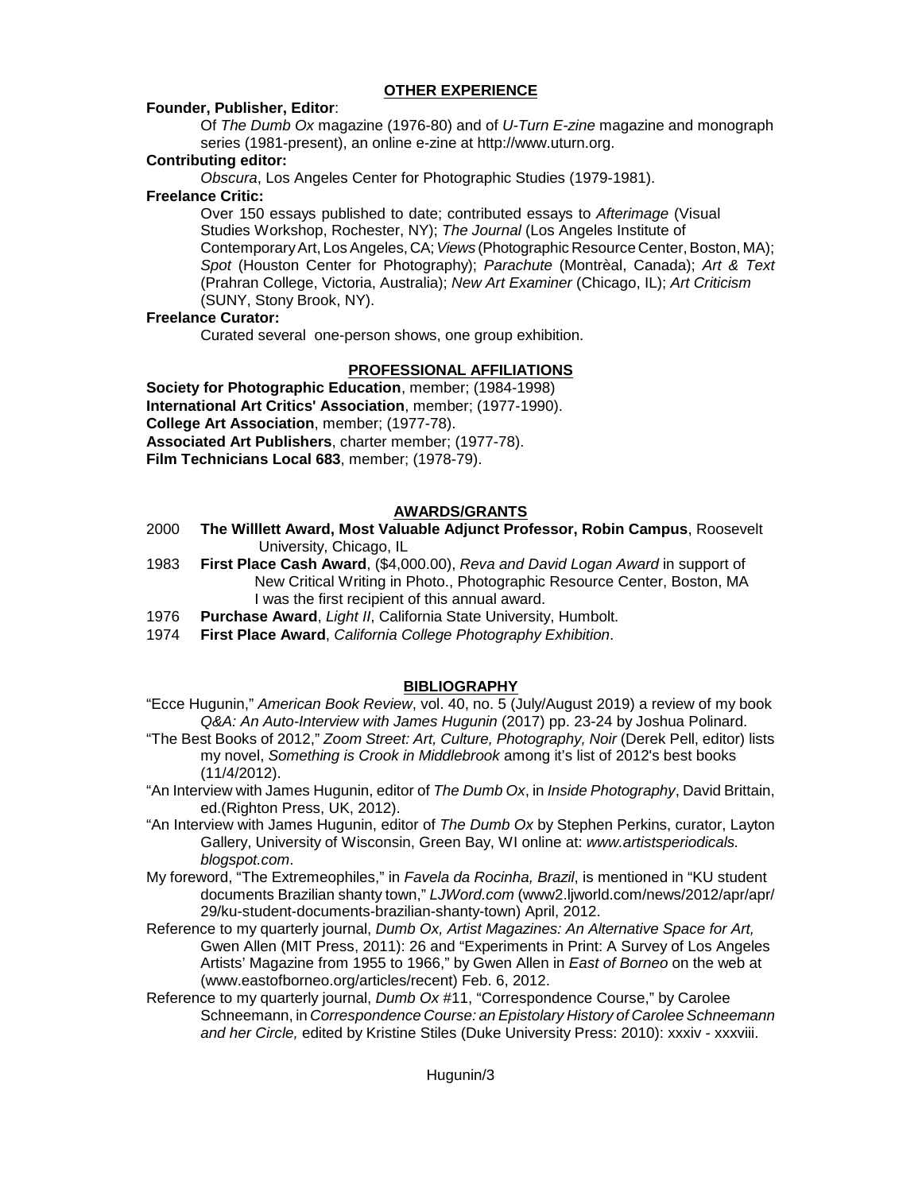## OTHER EXPERIENCE

**Founder, Publisher, Editor**:

Of *The Dumb Ox* magazine (1976-80) and of *U-Turn E-zine* magazine and monograph series (1981-present), an online e-zine at http://www.uturn.org.

**Contributing editor:**

*Obscura*, Los Angeles Center for Photographic Studies (1979-1981).

**Freelance Critic:**

Over 150 essays published to date; contributed essays to *Afterimage* (Visual Studies Workshop, Rochester, NY); *The Journal* (Los Angeles Institute of Contemporary Art, Los Angeles, CA; *Views* (Photographic Resource Center, Boston, MA); *Spot* (Houston Center for Photography); *Parachute* (Montrèal, Canada); *Art & Text* (Prahran College, Victoria, Australia); *New Art Examiner* (Chicago, IL); *Art Criticism* (SUNY, Stony Brook, NY).

**Freelance Curator:**

Curated several one-person shows, one group exhibition.

## PROFESSIONAL AFFILIATIONS

**Society for Photographic Education**, member; (1984-1998)
**International Art Critics' Association**, member; (1977-1990).
**College Art Association**, member; (1977-78).
**Associated Art Publishers**, charter member; (1977-78).
**Film Technicians Local 683**, member; (1978-79).

## AWARDS/GRANTS

2000 **The Willlett Award, Most Valuable Adjunct Professor, Robin Campus**, Roosevelt University, Chicago, IL

1983 **First Place Cash Award**, ($4,000.00), *Reva and David Logan Award* in support of New Critical Writing in Photo., Photographic Resource Center, Boston, MA I was the first recipient of this annual award.

1976 **Purchase Award**, *Light II*, California State University, Humbolt.

1974 **First Place Award**, *California College Photography Exhibition*.

## BIBLIOGRAPHY

"Ecce Hugunin," *American Book Review*, vol. 40, no. 5 (July/August 2019) a review of my book *Q&A: An Auto-Interview with James Hugunin* (2017) pp. 23-24 by Joshua Polinard.

"The Best Books of 2012," *Zoom Street: Art, Culture, Photography, Noir* (Derek Pell, editor) lists my novel, *Something is Crook in Middlebrook* among it's list of 2012's best books (11/4/2012).

"An Interview with James Hugunin, editor of *The Dumb Ox*, in *Inside Photography*, David Brittain, ed.(Righton Press, UK, 2012).

"An Interview with James Hugunin, editor of *The Dumb Ox* by Stephen Perkins, curator, Layton Gallery, University of Wisconsin, Green Bay, WI online at: *www.artistsperiodicals. blogspot.com*.

My foreword, "The Extremeophiles," in *Favela da Rocinha, Brazil*, is mentioned in "KU student documents Brazilian shanty town," *LJWord.com* (www2.ljworld.com/news/2012/apr/apr/ 29/ku-student-documents-brazilian-shanty-town) April, 2012.

Reference to my quarterly journal, *Dumb Ox, Artist Magazines: An Alternative Space for Art,* Gwen Allen (MIT Press, 2011): 26 and "Experiments in Print: A Survey of Los Angeles Artists' Magazine from 1955 to 1966," by Gwen Allen in *East of Borneo* on the web at (www.eastofborneo.org/articles/recent) Feb. 6, 2012.

Reference to my quarterly journal, *Dumb Ox* #11, "Correspondence Course," by Carolee Schneemann, in *Correspondence Course: an Epistolary History of Carolee Schneemann and her Circle,* edited by Kristine Stiles (Duke University Press: 2010): xxxiv - xxxviii.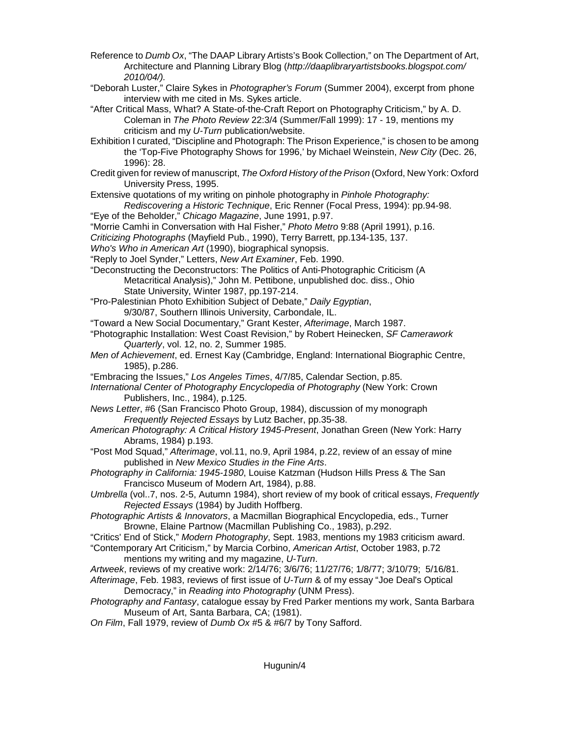Reference to *Dumb Ox*, "The DAAP Library Artists's Book Collection," on The Department of Art, Architecture and Planning Library Blog (*http://daaplibraryartistsbooks.blogspot.com/2010/04/)*.

"Deborah Luster," Claire Sykes in *Photographer's Forum* (Summer 2004), excerpt from phone interview with me cited in Ms. Sykes article.

"After Critical Mass, What? A State-of-the-Craft Report on Photography Criticism," by A. D. Coleman in *The Photo Review* 22:3/4 (Summer/Fall 1999): 17 - 19, mentions my criticism and my *U-Turn* publication/website.

Exhibition I curated, "Discipline and Photograph: The Prison Experience," is chosen to be among the 'Top-Five Photography Shows for 1996,' by Michael Weinstein, *New City* (Dec. 26, 1996): 28.

Credit given for review of manuscript, *The Oxford History of the Prison* (Oxford, New York: Oxford University Press, 1995.

Extensive quotations of my writing on pinhole photography in *Pinhole Photography: Rediscovering a Historic Technique*, Eric Renner (Focal Press, 1994): pp.94-98.

"Eye of the Beholder," *Chicago Magazine*, June 1991, p.97.

"Morrie Camhi in Conversation with Hal Fisher," *Photo Metro* 9:88 (April 1991), p.16.

*Criticizing Photographs* (Mayfield Pub., 1990), Terry Barrett, pp.134-135, 137.

*Who's Who in American Art* (1990), biographical synopsis.

"Reply to Joel Synder," Letters, *New Art Examiner*, Feb. 1990.

"Deconstructing the Deconstructors: The Politics of Anti-Photographic Criticism (A Metacritical Analysis)," John M. Pettibone, unpublished doc. diss., Ohio State University, Winter 1987, pp.197-214.

"Pro-Palestinian Photo Exhibition Subject of Debate," *Daily Egyptian*, 9/30/87, Southern Illinois University, Carbondale, IL.

"Toward a New Social Documentary," Grant Kester, *Afterimage*, March 1987.

"Photographic Installation: West Coast Revision," by Robert Heinecken, *SF Camerawork Quarterly*, vol. 12, no. 2, Summer 1985.

*Men of Achievement*, ed. Ernest Kay (Cambridge, England: International Biographic Centre, 1985), p.286.

"Embracing the Issues," *Los Angeles Times*, 4/7/85, Calendar Section, p.85.

*International Center of Photography Encyclopedia of Photography* (New York: Crown Publishers, Inc., 1984), p.125.

*News Letter*, #6 (San Francisco Photo Group, 1984), discussion of my monograph *Frequently Rejected Essays* by Lutz Bacher, pp.35-38.

*American Photography: A Critical History 1945-Present*, Jonathan Green (New York: Harry Abrams, 1984) p.193.

"Post Mod Squad," *Afterimage*, vol.11, no.9, April 1984, p.22, review of an essay of mine published in *New Mexico Studies in the Fine Arts*.

*Photography in California: 1945-1980*, Louise Katzman (Hudson Hills Press & The San Francisco Museum of Modern Art, 1984), p.88.

*Umbrella* (vol..7, nos. 2-5, Autumn 1984), short review of my book of critical essays, *Frequently Rejected Essays* (1984) by Judith Hoffberg.

*Photographic Artists & Innovators*, a Macmillan Biographical Encyclopedia, eds., Turner Browne, Elaine Partnow (Macmillan Publishing Co., 1983), p.292.

"Critics' End of Stick," *Modern Photography*, Sept. 1983, mentions my 1983 criticism award.

"Contemporary Art Criticism," by Marcia Corbino, *American Artist*, October 1983, p.72 mentions my writing and my magazine, *U-Turn*.

*Artweek*, reviews of my creative work: 2/14/76; 3/6/76; 11/27/76; 1/8/77; 3/10/79; 5/16/81.

*Afterimage*, Feb. 1983, reviews of first issue of *U-Turn* & of my essay "Joe Deal's Optical Democracy," in *Reading into Photography* (UNM Press).

*Photography and Fantasy*, catalogue essay by Fred Parker mentions my work, Santa Barbara Museum of Art, Santa Barbara, CA; (1981).

*On Film*, Fall 1979, review of *Dumb Ox* #5 & #6/7 by Tony Safford.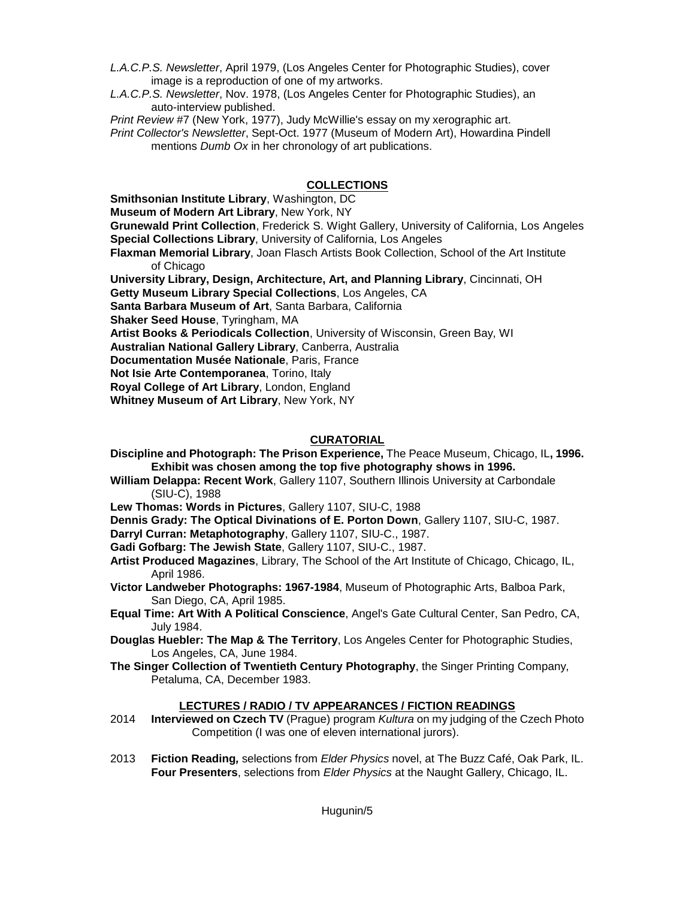*L.A.C.P.S. Newsletter*, April 1979, (Los Angeles Center for Photographic Studies), cover image is a reproduction of one of my artworks.

*L.A.C.P.S. Newsletter*, Nov. 1978, (Los Angeles Center for Photographic Studies), an auto-interview published.

*Print Review* #7 (New York, 1977), Judy McWillie's essay on my xerographic art.

*Print Collector's Newsletter*, Sept-Oct. 1977 (Museum of Modern Art), Howardina Pindell mentions *Dumb Ox* in her chronology of art publications.

## COLLECTIONS

**Smithsonian Institute Library**, Washington, DC
**Museum of Modern Art Library**, New York, NY
**Grunewald Print Collection**, Frederick S. Wight Gallery, University of California, Los Angeles
**Special Collections Library**, University of California, Los Angeles
**Flaxman Memorial Library**, Joan Flasch Artists Book Collection, School of the Art Institute of Chicago
**University Library, Design, Architecture, Art, and Planning Library**, Cincinnati, OH
**Getty Museum Library Special Collections**, Los Angeles, CA
**Santa Barbara Museum of Art**, Santa Barbara, California
**Shaker Seed House**, Tyringham, MA
**Artist Books & Periodicals Collection**, University of Wisconsin, Green Bay, WI
**Australian National Gallery Library**, Canberra, Australia
**Documentation Musée Nationale**, Paris, France
**Not Isie Arte Contemporanea**, Torino, Italy
**Royal College of Art Library**, London, England
**Whitney Museum of Art Library**, New York, NY

## CURATORIAL

**Discipline and Photograph: The Prison Experience,** The Peace Museum, Chicago, IL**, 1996. Exhibit was chosen among the top five photography shows in 1996.**

**William Delappa: Recent Work**, Gallery 1107, Southern Illinois University at Carbondale (SIU-C), 1988

**Lew Thomas: Words in Pictures**, Gallery 1107, SIU-C, 1988

**Dennis Grady: The Optical Divinations of E. Porton Down**, Gallery 1107, SIU-C, 1987.

**Darryl Curran: Metaphotography**, Gallery 1107, SIU-C., 1987.

**Gadi Gofbarg: The Jewish State**, Gallery 1107, SIU-C., 1987.

**Artist Produced Magazines**, Library, The School of the Art Institute of Chicago, Chicago, IL, April 1986.

**Victor Landweber Photographs: 1967-1984**, Museum of Photographic Arts, Balboa Park, San Diego, CA, April 1985.

**Equal Time: Art With A Political Conscience**, Angel's Gate Cultural Center, San Pedro, CA, July 1984.

**Douglas Huebler: The Map & The Territory**, Los Angeles Center for Photographic Studies, Los Angeles, CA, June 1984.

**The Singer Collection of Twentieth Century Photography**, the Singer Printing Company, Petaluma, CA, December 1983.

## LECTURES / RADIO / TV APPEARANCES / FICTION READINGS

2014 **Interviewed on Czech TV** (Prague) program *Kultura* on my judging of the Czech Photo Competition (I was one of eleven international jurors).

2013 **Fiction Reading,** selections from *Elder Physics* novel, at The Buzz Café, Oak Park, IL.
**Four Presenters**, selections from *Elder Physics* at the Naught Gallery, Chicago, IL.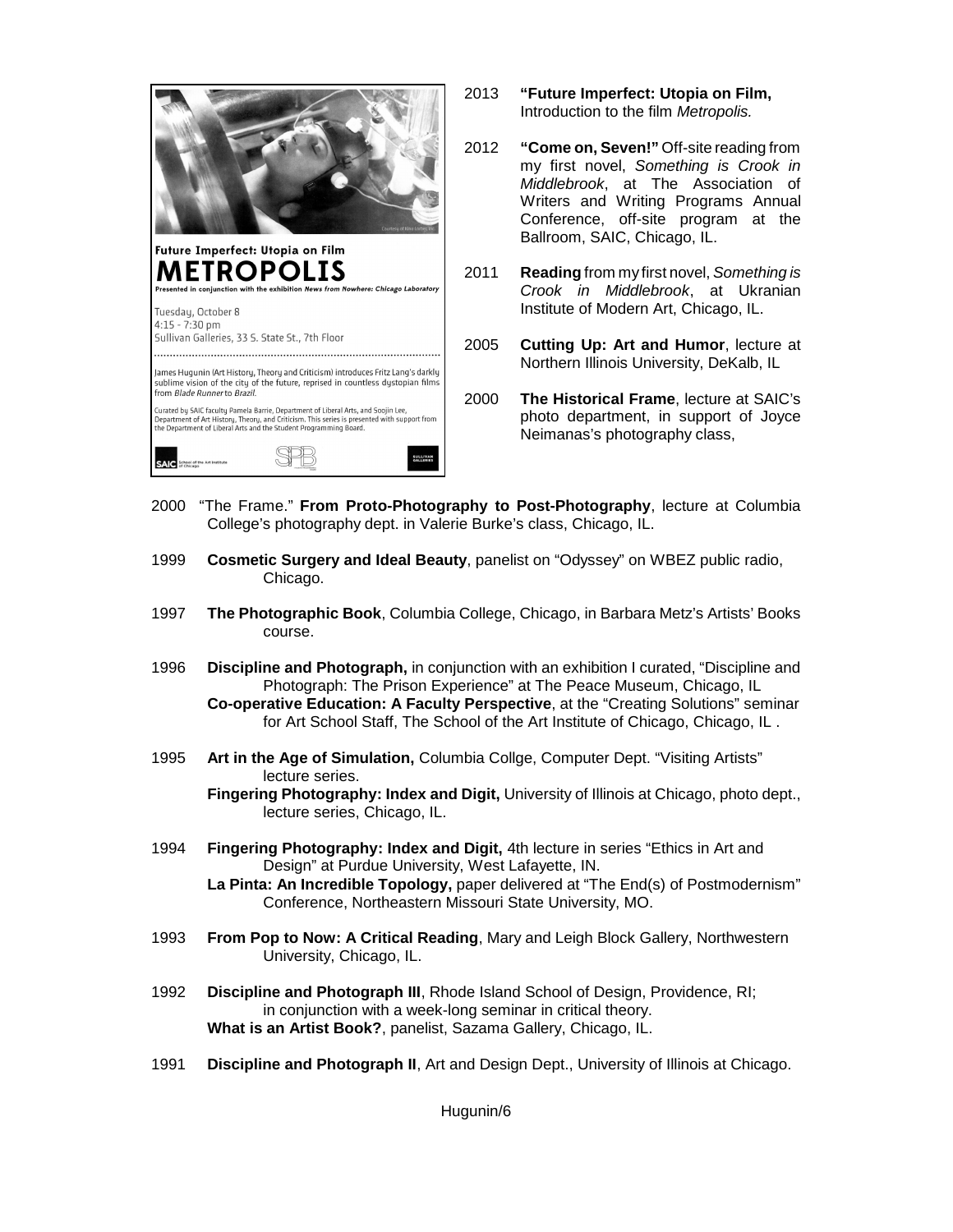Future Imperfect: Utopia on Film

**METROPOLIS**

Presented in conjunction with the exhibition *News from Nowhere: Chicago Laboratory*

Tuesday, October 8
4:15 - 7:30 pm
Sullivan Galleries, 33 S. State St., 7th Floor

James Hugunin (Art History, Theory and Criticism) introduces Fritz Lang's darkly sublime vision of the city of the future, reprised in countless dystopian films from *Blade Runner* to *Brazil*.

Curated by SAIC faculty Pamela Barrie, Department of Liberal Arts, and Soojin Lee, Department of Art History, Theory, and Criticism. This series is presented with support from the Department of Liberal Arts and the Student Programming Board.

2013 **"Future Imperfect: Utopia on Film,** Introduction to the film *Metropolis.*

2012 **"Come on, Seven!"** Off-site reading from my first novel, *Something is Crook in Middlebrook*, at The Association of Writers and Writing Programs Annual Conference, off-site program at the Ballroom, SAIC, Chicago, IL.

2011 **Reading** from my first novel, *Something is Crook in Middlebrook*, at Ukranian Institute of Modern Art, Chicago, IL.

2005 **Cutting Up: Art and Humor**, lecture at Northern Illinois University, DeKalb, IL

2000 **The Historical Frame**, lecture at SAIC's photo department, in support of Joyce Neimanas's photography class,

2000 "The Frame." **From Proto-Photography to Post-Photography**, lecture at Columbia College's photography dept. in Valerie Burke's class, Chicago, IL.

1999 **Cosmetic Surgery and Ideal Beauty**, panelist on "Odyssey" on WBEZ public radio, Chicago.

1997 **The Photographic Book**, Columbia College, Chicago, in Barbara Metz's Artists' Books course.

1996 **Discipline and Photograph,** in conjunction with an exhibition I curated, "Discipline and Photograph: The Prison Experience" at The Peace Museum, Chicago, IL
**Co-operative Education: A Faculty Perspective**, at the "Creating Solutions" seminar for Art School Staff, The School of the Art Institute of Chicago, Chicago, IL .

1995 **Art in the Age of Simulation,** Columbia Collge, Computer Dept. "Visiting Artists" lecture series.
**Fingering Photography: Index and Digit,** University of Illinois at Chicago, photo dept., lecture series, Chicago, IL.

1994 **Fingering Photography: Index and Digit,** 4th lecture in series "Ethics in Art and Design" at Purdue University, West Lafayette, IN.
**La Pinta: An Incredible Topology,** paper delivered at "The End(s) of Postmodernism" Conference, Northeastern Missouri State University, MO.

1993 **From Pop to Now: A Critical Reading**, Mary and Leigh Block Gallery, Northwestern University, Chicago, IL.

1992 **Discipline and Photograph III**, Rhode Island School of Design, Providence, RI; in conjunction with a week-long seminar in critical theory.
**What is an Artist Book?**, panelist, Sazama Gallery, Chicago, IL.

1991 **Discipline and Photograph II**, Art and Design Dept., University of Illinois at Chicago.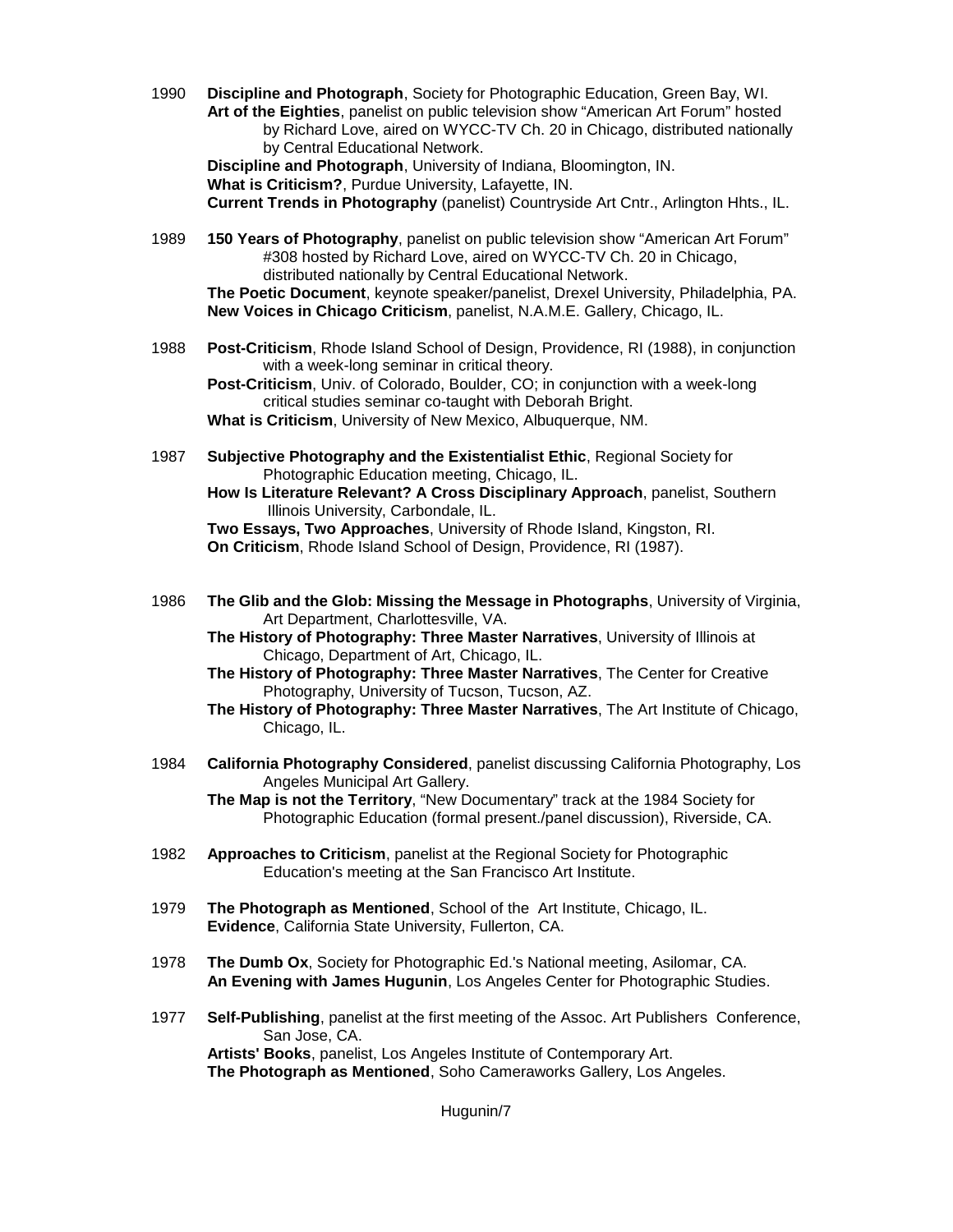1990 **Discipline and Photograph**, Society for Photographic Education, Green Bay, WI.
**Art of the Eighties**, panelist on public television show "American Art Forum" hosted by Richard Love, aired on WYCC-TV Ch. 20 in Chicago, distributed nationally by Central Educational Network.
**Discipline and Photograph**, University of Indiana, Bloomington, IN.
**What is Criticism?**, Purdue University, Lafayette, IN.
**Current Trends in Photography** (panelist) Countryside Art Cntr., Arlington Hhts., IL.

1989 **150 Years of Photography**, panelist on public television show "American Art Forum" #308 hosted by Richard Love, aired on WYCC-TV Ch. 20 in Chicago, distributed nationally by Central Educational Network.
**The Poetic Document**, keynote speaker/panelist, Drexel University, Philadelphia, PA.
**New Voices in Chicago Criticism**, panelist, N.A.M.E. Gallery, Chicago, IL.

1988 **Post-Criticism**, Rhode Island School of Design, Providence, RI (1988), in conjunction with a week-long seminar in critical theory.
**Post-Criticism**, Univ. of Colorado, Boulder, CO; in conjunction with a week-long critical studies seminar co-taught with Deborah Bright.
**What is Criticism**, University of New Mexico, Albuquerque, NM.

1987 **Subjective Photography and the Existentialist Ethic**, Regional Society for Photographic Education meeting, Chicago, IL.
**How Is Literature Relevant? A Cross Disciplinary Approach**, panelist, Southern Illinois University, Carbondale, IL.
**Two Essays, Two Approaches**, University of Rhode Island, Kingston, RI.
**On Criticism**, Rhode Island School of Design, Providence, RI (1987).

1986 **The Glib and the Glob: Missing the Message in Photographs**, University of Virginia, Art Department, Charlottesville, VA.
**The History of Photography: Three Master Narratives**, University of Illinois at Chicago, Department of Art, Chicago, IL.
**The History of Photography: Three Master Narratives**, The Center for Creative Photography, University of Tucson, Tucson, AZ.
**The History of Photography: Three Master Narratives**, The Art Institute of Chicago, Chicago, IL.

1984 **California Photography Considered**, panelist discussing California Photography, Los Angeles Municipal Art Gallery.
**The Map is not the Territory**, "New Documentary" track at the 1984 Society for Photographic Education (formal present./panel discussion), Riverside, CA.

1982 **Approaches to Criticism**, panelist at the Regional Society for Photographic Education's meeting at the San Francisco Art Institute.

1979 **The Photograph as Mentioned**, School of the Art Institute, Chicago, IL.
**Evidence**, California State University, Fullerton, CA.

1978 **The Dumb Ox**, Society for Photographic Ed.'s National meeting, Asilomar, CA.
**An Evening with James Hugunin**, Los Angeles Center for Photographic Studies.

1977 **Self-Publishing**, panelist at the first meeting of the Assoc. Art Publishers Conference, San Jose, CA.
**Artists' Books**, panelist, Los Angeles Institute of Contemporary Art.
**The Photograph as Mentioned**, Soho Cameraworks Gallery, Los Angeles.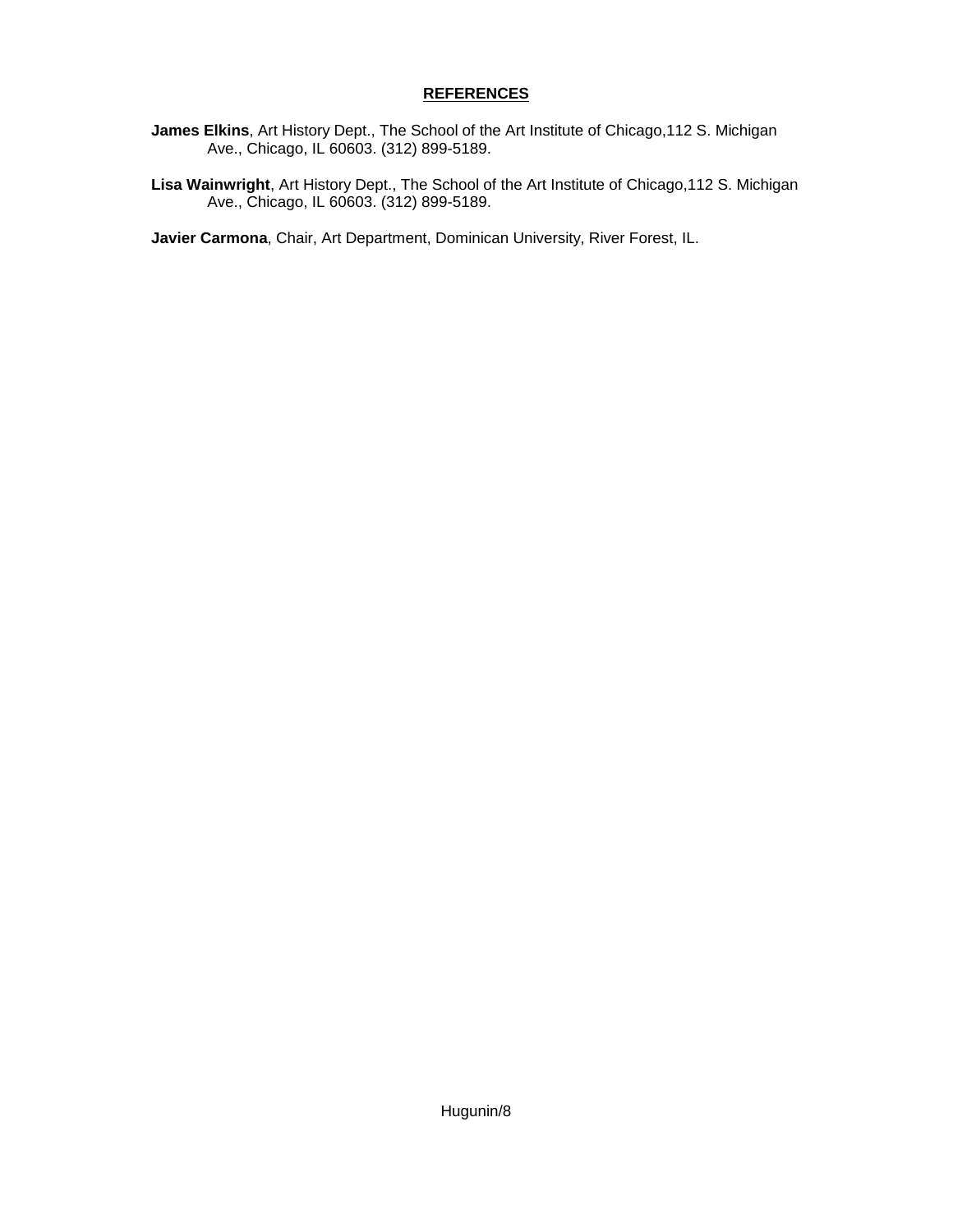## REFERENCES

**James Elkins**, Art History Dept., The School of the Art Institute of Chicago,112 S. Michigan Ave., Chicago, IL 60603. (312) 899-5189.

**Lisa Wainwright**, Art History Dept., The School of the Art Institute of Chicago,112 S. Michigan Ave., Chicago, IL 60603. (312) 899-5189.

**Javier Carmona**, Chair, Art Department, Dominican University, River Forest, IL.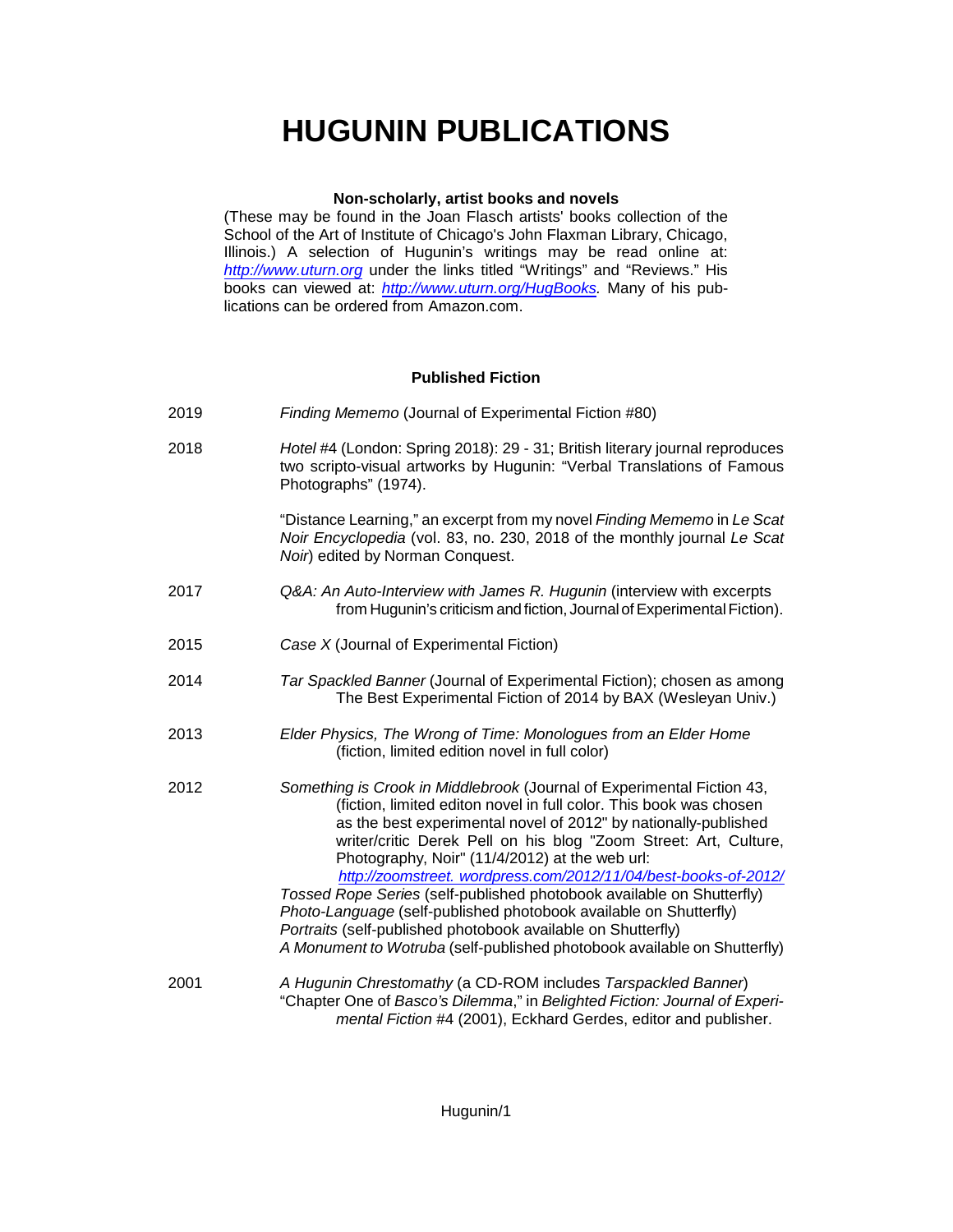# HUGUNIN PUBLICATIONS

**Non-scholarly, artist books and novels**

(These may be found in the Joan Flasch artists' books collection of the School of the Art of Institute of Chicago's John Flaxman Library, Chicago, Illinois.) A selection of Hugunin's writings may be read online at: *http://www.uturn.org* under the links titled "Writings" and "Reviews." His books can viewed at: *http://www.uturn.org/HugBooks.* Many of his publications can be ordered from Amazon.com.

**Published Fiction**

2019 — *Finding Mememo* (Journal of Experimental Fiction #80)

2018 — *Hotel* #4 (London: Spring 2018): 29 - 31; British literary journal reproduces two scripto-visual artworks by Hugunin: "Verbal Translations of Famous Photographs" (1974).

"Distance Learning," an excerpt from my novel *Finding Mememo* in *Le Scat Noir Encyclopedia* (vol. 83, no. 230, 2018 of the monthly journal *Le Scat Noir*) edited by Norman Conquest.

2017 — *Q&A: An Auto-Interview with James R. Hugunin* (interview with excerpts from Hugunin's criticism and fiction, Journal of Experimental Fiction).

2015 — *Case X* (Journal of Experimental Fiction)

2014 — *Tar Spackled Banner* (Journal of Experimental Fiction); chosen as among The Best Experimental Fiction of 2014 by BAX (Wesleyan Univ.)

2013 — *Elder Physics, The Wrong of Time: Monologues from an Elder Home* (fiction, limited edition novel in full color)

2012 — *Something is Crook in Middlebrook* (Journal of Experimental Fiction 43, (fiction, limited editon novel in full color. This book was chosen as the best experimental novel of 2012" by nationally-published writer/critic Derek Pell on his blog "Zoom Street: Art, Culture, Photography, Noir" (11/4/2012) at the web url: *http://zoomstreet. wordpress.com/2012/11/04/best-books-of-2012/*

*Tossed Rope Series* (self-published photobook available on Shutterfly)

*Photo-Language* (self-published photobook available on Shutterfly)

*Portraits* (self-published photobook available on Shutterfly)

*A Monument to Wotruba* (self-published photobook available on Shutterfly)

2001 — *A Hugunin Chrestomathy* (a CD-ROM includes *Tarspackled Banner*)

"Chapter One of *Basco's Dilemma*," in *Belighted Fiction: Journal of Experimental Fiction* #4 (2001), Eckhard Gerdes, editor and publisher.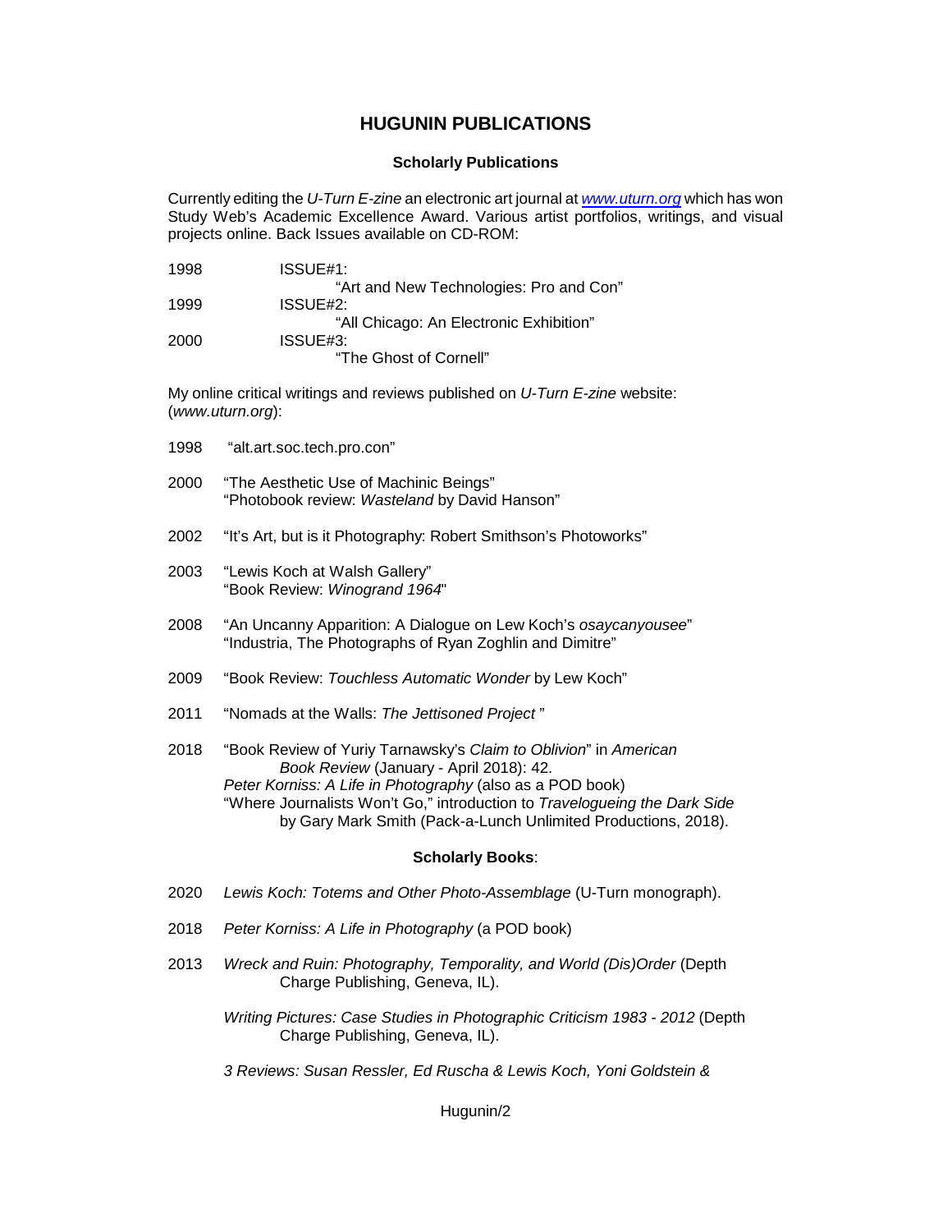# HUGUNIN PUBLICATIONS

### Scholarly Publications

Currently editing the *U-Turn E-zine* an electronic art journal at [www.uturn.org](http://www.uturn.org) which has won Study Web's Academic Excellence Award. Various artist portfolios, writings, and visual projects online. Back Issues available on CD-ROM:

1998 ISSUE#1:
"Art and New Technologies: Pro and Con"

1999 ISSUE#2:
"All Chicago: An Electronic Exhibition"

2000 ISSUE#3:
"The Ghost of Cornell"

My online critical writings and reviews published on *U-Turn E-zine* website: (*www.uturn.org*):

1998 "alt.art.soc.tech.pro.con"

2000 "The Aesthetic Use of Machinic Beings"
"Photobook review: *Wasteland* by David Hanson"

2002 "It's Art, but is it Photography: Robert Smithson's Photoworks"

2003 "Lewis Koch at Walsh Gallery"
"Book Review: *Winogrand 1964*"

2008 "An Uncanny Apparition: A Dialogue on Lew Koch's *osaycanyousee*"
"Industria, The Photographs of Ryan Zoghlin and Dimitre"

2009 "Book Review: *Touchless Automatic Wonder* by Lew Koch"

2011 "Nomads at the Walls: *The Jettisoned Project* "

2018 "Book Review of Yuriy Tarnawsky's *Claim to Oblivion*" in *American Book Review* (January - April 2018): 42.
*Peter Korniss: A Life in Photography* (also as a POD book)
"Where Journalists Won't Go," introduction to *Travelogueing the Dark Side* by Gary Mark Smith (Pack-a-Lunch Unlimited Productions, 2018).

### Scholarly Books:

2020 *Lewis Koch: Totems and Other Photo-Assemblage* (U-Turn monograph).

2018 *Peter Korniss: A Life in Photography* (a POD book)

2013 *Wreck and Ruin: Photography, Temporality, and World (Dis)Order* (Depth Charge Publishing, Geneva, IL).

*Writing Pictures: Case Studies in Photographic Criticism 1983 - 2012* (Depth Charge Publishing, Geneva, IL).

*3 Reviews: Susan Ressler, Ed Ruscha & Lewis Koch, Yoni Goldstein &*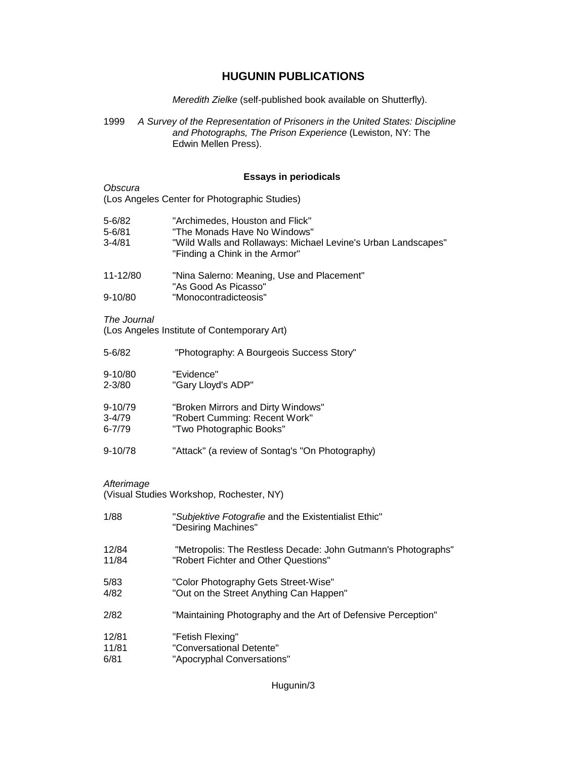# HUGUNIN PUBLICATIONS

*Meredith Zielke* (self-published book available on Shutterfly).

1999 *A Survey of the Representation of Prisoners in the United States: Discipline and Photographs, The Prison Experience* (Lewiston, NY: The Edwin Mellen Press).

### Essays in periodicals

*Obscura*
(Los Angeles Center for Photographic Studies)

5-6/82 "Archimedes, Houston and Flick"
5-6/81 "The Monads Have No Windows"
3-4/81 "Wild Walls and Rollaways: Michael Levine's Urban Landscapes"
"Finding a Chink in the Armor"

11-12/80 "Nina Salerno: Meaning, Use and Placement"
"As Good As Picasso"
9-10/80 "Monocontradicteosis"

*The Journal*
(Los Angeles Institute of Contemporary Art)

5-6/82 "Photography: A Bourgeois Success Story"

9-10/80 "Evidence"
2-3/80 "Gary Lloyd's ADP"

9-10/79 "Broken Mirrors and Dirty Windows"
3-4/79 "Robert Cumming: Recent Work"
6-7/79 "Two Photographic Books"

9-10/78 "Attack" (a review of Sontag's "On Photography)

*Afterimage*
(Visual Studies Workshop, Rochester, NY)

1/88 "*Subjektive Fotografie* and the Existentialist Ethic"
"Desiring Machines"

12/84 "Metropolis: The Restless Decade: John Gutmann's Photographs"
11/84 "Robert Fichter and Other Questions"

5/83 "Color Photography Gets Street-Wise"
4/82 "Out on the Street Anything Can Happen"

2/82 "Maintaining Photography and the Art of Defensive Perception"

12/81 "Fetish Flexing"
11/81 "Conversational Detente"
6/81 "Apocryphal Conversations"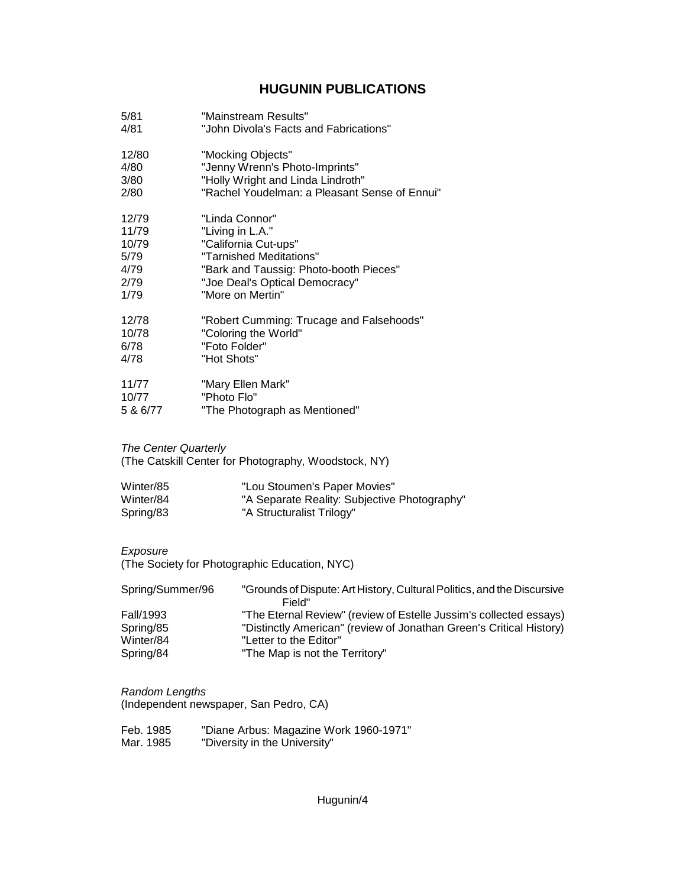## HUGUNIN PUBLICATIONS

| | |
|---|---|
| 5/81 | "Mainstream Results" |
| 4/81 | "John Divola's Facts and Fabrications" |
| 12/80 | "Mocking Objects" |
| 4/80 | "Jenny Wrenn's Photo-Imprints" |
| 3/80 | "Holly Wright and Linda Lindroth" |
| 2/80 | "Rachel Youdelman: a Pleasant Sense of Ennui" |
| 12/79 | "Linda Connor" |
| 11/79 | "Living in L.A." |
| 10/79 | "California Cut-ups" |
| 5/79 | "Tarnished Meditations" |
| 4/79 | "Bark and Taussig: Photo-booth Pieces" |
| 2/79 | "Joe Deal's Optical Democracy" |
| 1/79 | "More on Mertin" |
| 12/78 | "Robert Cumming: Trucage and Falsehoods" |
| 10/78 | "Coloring the World" |
| 6/78 | "Foto Folder" |
| 4/78 | "Hot Shots" |
| 11/77 | "Mary Ellen Mark" |
| 10/77 | "Photo Flo" |
| 5 & 6/77 | "The Photograph as Mentioned" |

*The Center Quarterly*
(The Catskill Center for Photography, Woodstock, NY)

| | |
|---|---|
| Winter/85 | "Lou Stoumen's Paper Movies" |
| Winter/84 | "A Separate Reality: Subjective Photography" |
| Spring/83 | "A Structuralist Trilogy" |

*Exposure*
(The Society for Photographic Education, NYC)

| | |
|---|---|
| Spring/Summer/96 | "Grounds of Dispute: Art History, Cultural Politics, and the Discursive Field" |
| Fall/1993 | "The Eternal Review" (review of Estelle Jussim's collected essays) |
| Spring/85 | "Distinctly American" (review of Jonathan Green's Critical History) |
| Winter/84 | "Letter to the Editor" |
| Spring/84 | "The Map is not the Territory" |

*Random Lengths*
(Independent newspaper, San Pedro, CA)

| | |
|---|---|
| Feb. 1985 | "Diane Arbus: Magazine Work 1960-1971" |
| Mar. 1985 | "Diversity in the University" |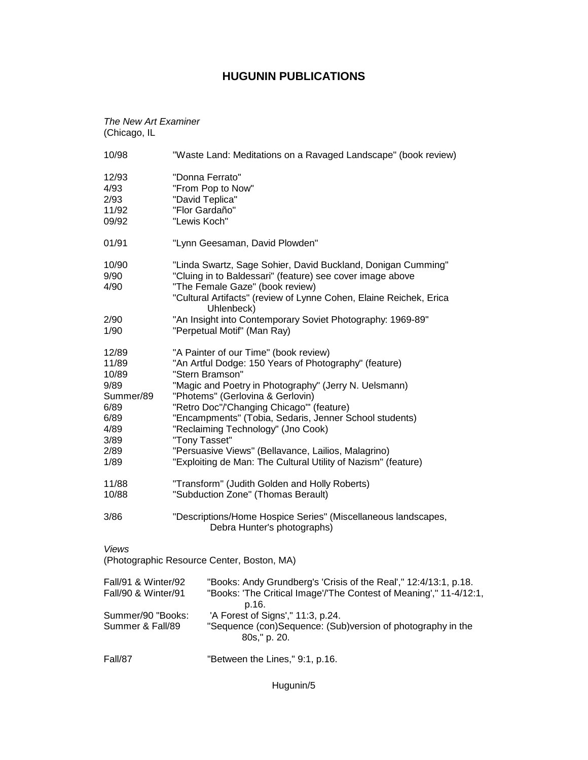# HUGUNIN PUBLICATIONS

*The New Art Examiner*
(Chicago, IL

| | |
|---|---|
| 10/98 | "Waste Land: Meditations on a Ravaged Landscape" (book review) |
| 12/93 | "Donna Ferrato" |
| 4/93 | "From Pop to Now" |
| 2/93 | "David Teplica" |
| 11/92 | "Flor Gardaño" |
| 09/92 | "Lewis Koch" |
| 01/91 | "Lynn Geesaman, David Plowden" |
| 10/90 | "Linda Swartz, Sage Sohier, David Buckland, Donigan Cumming" |
| 9/90 | "Cluing in to Baldessari" (feature) see cover image above |
| 4/90 | "The Female Gaze" (book review) |
| | "Cultural Artifacts" (review of Lynne Cohen, Elaine Reichek, Erica Uhlenbeck) |
| 2/90 | "An Insight into Contemporary Soviet Photography: 1969-89" |
| 1/90 | "Perpetual Motif" (Man Ray) |
| 12/89 | "A Painter of our Time" (book review) |
| 11/89 | "An Artful Dodge: 150 Years of Photography" (feature) |
| 10/89 | "Stern Bramson" |
| 9/89 | "Magic and Poetry in Photography" (Jerry N. Uelsmann) |
| Summer/89 | "Photems" (Gerlovina & Gerlovin) |
| 6/89 | "Retro Doc"/'Changing Chicago'" (feature) |
| 6/89 | "Encampments" (Tobia, Sedaris, Jenner School students) |
| 4/89 | "Reclaiming Technology" (Jno Cook) |
| 3/89 | "Tony Tasset" |
| 2/89 | "Persuasive Views" (Bellavance, Lailios, Malagrino) |
| 1/89 | "Exploiting de Man: The Cultural Utility of Nazism" (feature) |
| 11/88 | "Transform" (Judith Golden and Holly Roberts) |
| 10/88 | "Subduction Zone" (Thomas Berault) |
| 3/86 | "Descriptions/Home Hospice Series" (Miscellaneous landscapes, Debra Hunter's photographs) |

*Views*
(Photographic Resource Center, Boston, MA)

| | |
|---|---|
| Fall/91 & Winter/92 | "Books: Andy Grundberg's 'Crisis of the Real'," 12:4/13:1, p.18. |
| Fall/90 & Winter/91 | "Books: 'The Critical Image'/'The Contest of Meaning'," 11-4/12:1, p.16. |
| Summer/90 "Books: | 'A Forest of Signs'," 11:3, p.24. |
| Summer & Fall/89 | "Sequence (con)Sequence: (Sub)version of photography in the 80s," p. 20. |
| Fall/87 | "Between the Lines," 9:1, p.16. |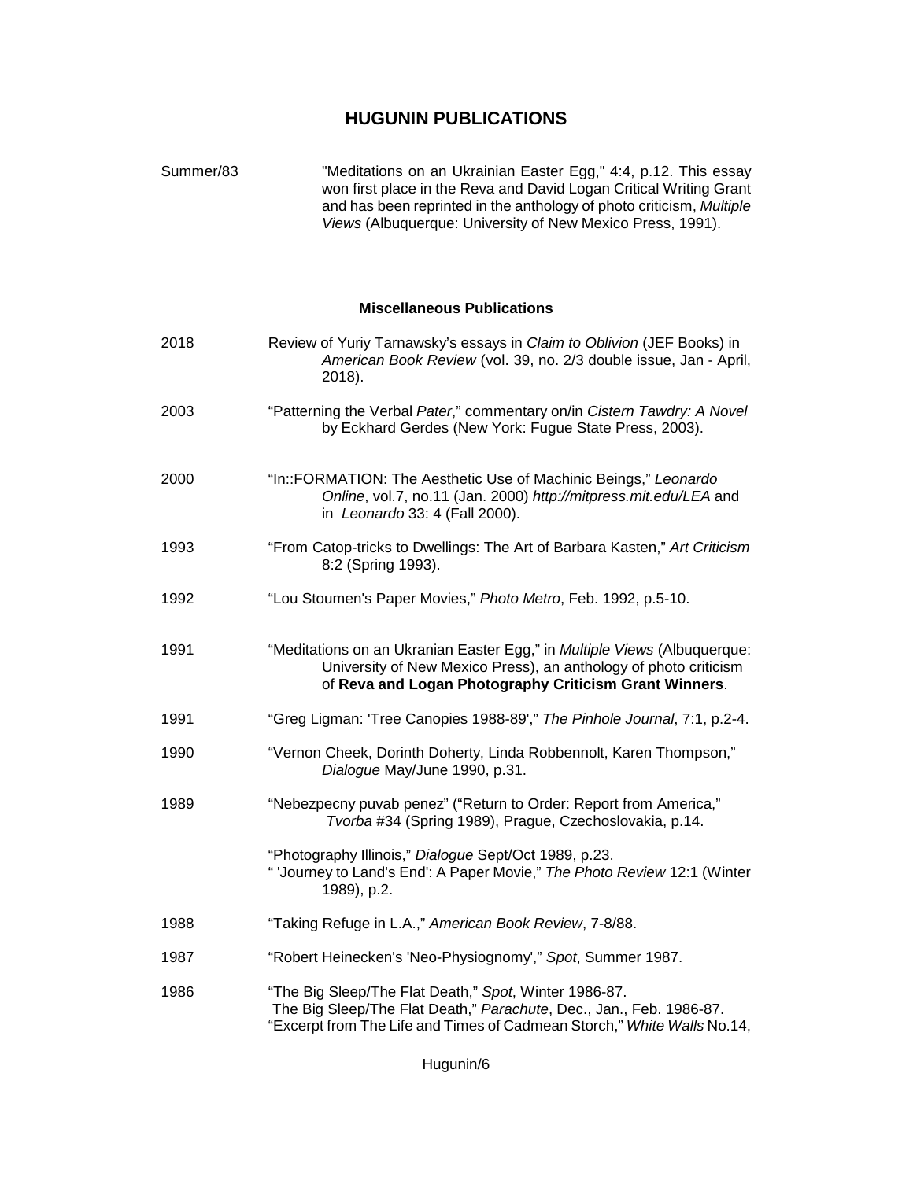## HUGUNIN PUBLICATIONS

Summer/83 "Meditations on an Ukrainian Easter Egg," 4:4, p.12. This essay won first place in the Reva and David Logan Critical Writing Grant and has been reprinted in the anthology of photo criticism, *Multiple Views* (Albuquerque: University of New Mexico Press, 1991).

### Miscellaneous Publications

2018 Review of Yuriy Tarnawsky's essays in *Claim to Oblivion* (JEF Books) in *American Book Review* (vol. 39, no. 2/3 double issue, Jan - April, 2018).

2003 "Patterning the Verbal *Pater*," commentary on/in *Cistern Tawdry: A Novel* by Eckhard Gerdes (New York: Fugue State Press, 2003).

2000 "In::FORMATION: The Aesthetic Use of Machinic Beings," *Leonardo Online*, vol.7, no.11 (Jan. 2000) *http://mitpress.mit.edu/LEA* and in *Leonardo* 33: 4 (Fall 2000).

1993 "From Catop-tricks to Dwellings: The Art of Barbara Kasten," *Art Criticism* 8:2 (Spring 1993).

1992 "Lou Stoumen's Paper Movies," *Photo Metro*, Feb. 1992, p.5-10.

1991 "Meditations on an Ukranian Easter Egg," in *Multiple Views* (Albuquerque: University of New Mexico Press), an anthology of photo criticism of **Reva and Logan Photography Criticism Grant Winners**.

1991 "Greg Ligman: 'Tree Canopies 1988-89'," *The Pinhole Journal*, 7:1, p.2-4.

1990 "Vernon Cheek, Dorinth Doherty, Linda Robbennolt, Karen Thompson," *Dialogue* May/June 1990, p.31.

1989 "Nebezpecny puvab penez" ("Return to Order: Report from America," *Tvorba* #34 (Spring 1989), Prague, Czechoslovakia, p.14.

"Photography Illinois," *Dialogue* Sept/Oct 1989, p.23.
" 'Journey to Land's End': A Paper Movie," *The Photo Review* 12:1 (Winter 1989), p.2.

1988 "Taking Refuge in L.A.," *American Book Review*, 7-8/88.

1987 "Robert Heinecken's 'Neo-Physiognomy'," *Spot*, Summer 1987.

1986 "The Big Sleep/The Flat Death," *Spot*, Winter 1986-87.
The Big Sleep/The Flat Death," *Parachute*, Dec., Jan., Feb. 1986-87.
"Excerpt from The Life and Times of Cadmean Storch," *White Walls* No.14,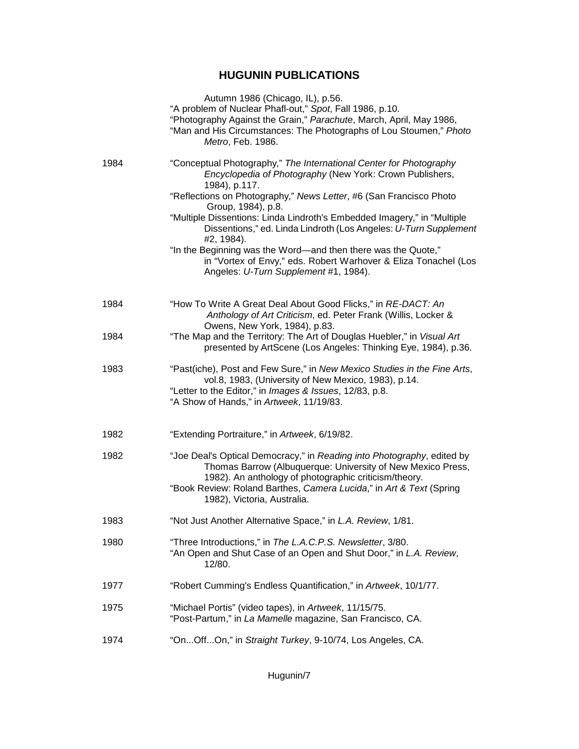# HUGUNIN PUBLICATIONS

Autumn 1986 (Chicago, IL), p.56.
"A problem of Nuclear Phafl-out," *Spot*, Fall 1986, p.10.
"Photography Against the Grain," *Parachute*, March, April, May 1986,
"Man and His Circumstances: The Photographs of Lou Stoumen," *Photo Metro*, Feb. 1986.

**1984**

"Conceptual Photography," *The International Center for Photography Encyclopedia of Photography* (New York: Crown Publishers, 1984), p.117.
"Reflections on Photography," *News Letter*, #6 (San Francisco Photo Group, 1984), p.8.
"Multiple Dissentions: Linda Lindroth's Embedded Imagery," in "Multiple Dissentions," ed. Linda Lindroth (Los Angeles: *U-Turn Supplement* #2, 1984).
"In the Beginning was the Word—and then there was the Quote," in "Vortex of Envy," eds. Robert Warhover & Eliza Tonachel (Los Angeles: *U-Turn Supplement* #1, 1984).

**1984**

"How To Write A Great Deal About Good Flicks," in *RE-DACT: An Anthology of Art Criticism*, ed. Peter Frank (Willis, Locker & Owens, New York, 1984), p.83.

**1984**

"The Map and the Territory: The Art of Douglas Huebler," in *Visual Art* presented by ArtScene (Los Angeles: Thinking Eye, 1984), p.36.

**1983**

"Past(iche), Post and Few Sure," in *New Mexico Studies in the Fine Arts*, vol.8, 1983, (University of New Mexico, 1983), p.14.
"Letter to the Editor," in *Images & Issues*, 12/83, p.8.
"A Show of Hands," in *Artweek*, 11/19/83.

**1982**

"Extending Portraiture," in *Artweek*, 6/19/82.

**1982**

"Joe Deal's Optical Democracy," in *Reading into Photography*, edited by Thomas Barrow (Albuquerque: University of New Mexico Press, 1982). An anthology of photographic criticism/theory.
"Book Review: Roland Barthes, *Camera Lucida*," in *Art & Text* (Spring 1982), Victoria, Australia.

**1983**

"Not Just Another Alternative Space," in *L.A. Review*, 1/81.

**1980**

"Three Introductions," in *The L.A.C.P.S. Newsletter*, 3/80.
"An Open and Shut Case of an Open and Shut Door," in *L.A. Review*, 12/80.

**1977**

"Robert Cumming's Endless Quantification," in *Artweek*, 10/1/77.

**1975**

"Michael Portis" (video tapes), in *Artweek*, 11/15/75.
"Post-Partum," in *La Mamelle* magazine, San Francisco, CA.

**1974**

"On...Off...On," in *Straight Turkey*, 9-10/74, Los Angeles, CA.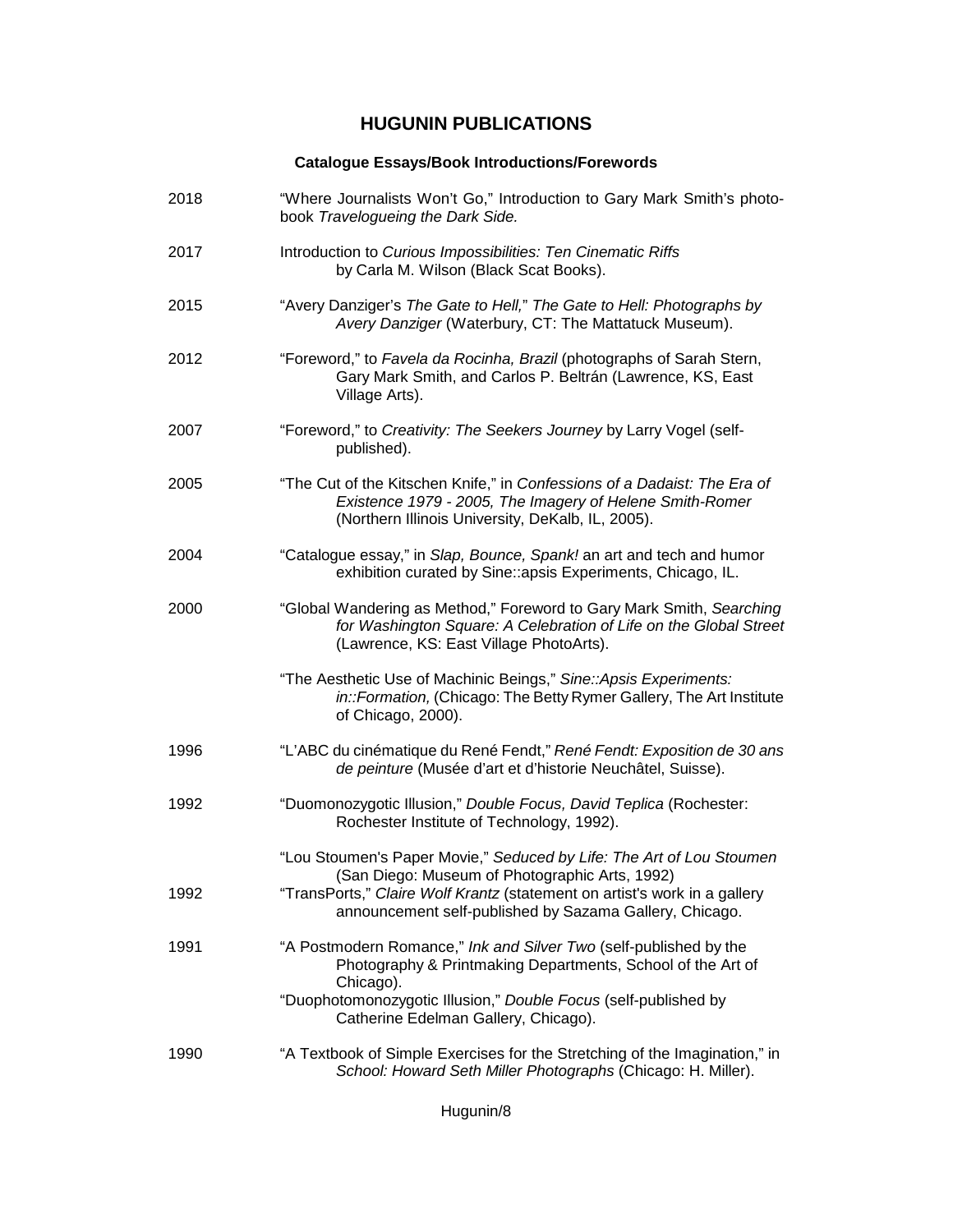# HUGUNIN PUBLICATIONS

## Catalogue Essays/Book Introductions/Forewords

2018 "Where Journalists Won't Go," Introduction to Gary Mark Smith's photo-book *Travelogueing the Dark Side.*

2017 Introduction to *Curious Impossibilities: Ten Cinematic Riffs* by Carla M. Wilson (Black Scat Books).

2015 "Avery Danziger's *The Gate to Hell,*" *The Gate to Hell: Photographs by Avery Danziger* (Waterbury, CT: The Mattatuck Museum).

2012 "Foreword," to *Favela da Rocinha, Brazil* (photographs of Sarah Stern, Gary Mark Smith, and Carlos P. Beltrán (Lawrence, KS, East Village Arts).

2007 "Foreword," to *Creativity: The Seekers Journey* by Larry Vogel (self-published).

2005 "The Cut of the Kitschen Knife," in *Confessions of a Dadaist: The Era of Existence 1979 - 2005, The Imagery of Helene Smith-Romer* (Northern Illinois University, DeKalb, IL, 2005).

2004 "Catalogue essay," in *Slap, Bounce, Spank!* an art and tech and humor exhibition curated by Sine::apsis Experiments, Chicago, IL.

2000 "Global Wandering as Method," Foreword to Gary Mark Smith, *Searching for Washington Square: A Celebration of Life on the Global Street* (Lawrence, KS: East Village PhotoArts).

"The Aesthetic Use of Machinic Beings," *Sine::Apsis Experiments: in::Formation,* (Chicago: The Betty Rymer Gallery, The Art Institute of Chicago, 2000).

1996 "L'ABC du cinématique du René Fendt," *René Fendt: Exposition de 30 ans de peinture* (Musée d'art et d'historie Neuchâtel, Suisse).

1992 "Duomonozygotic Illusion," *Double Focus, David Teplica* (Rochester: Rochester Institute of Technology, 1992).

"Lou Stoumen's Paper Movie," *Seduced by Life: The Art of Lou Stoumen* (San Diego: Museum of Photographic Arts, 1992)

1992 "TransPorts," *Claire Wolf Krantz* (statement on artist's work in a gallery announcement self-published by Sazama Gallery, Chicago.

1991 "A Postmodern Romance," *Ink and Silver Two* (self-published by the Photography & Printmaking Departments, School of the Art of Chicago).

"Duophotomonozygotic Illusion," *Double Focus* (self-published by Catherine Edelman Gallery, Chicago).

1990 "A Textbook of Simple Exercises for the Stretching of the Imagination," in *School: Howard Seth Miller Photographs* (Chicago: H. Miller).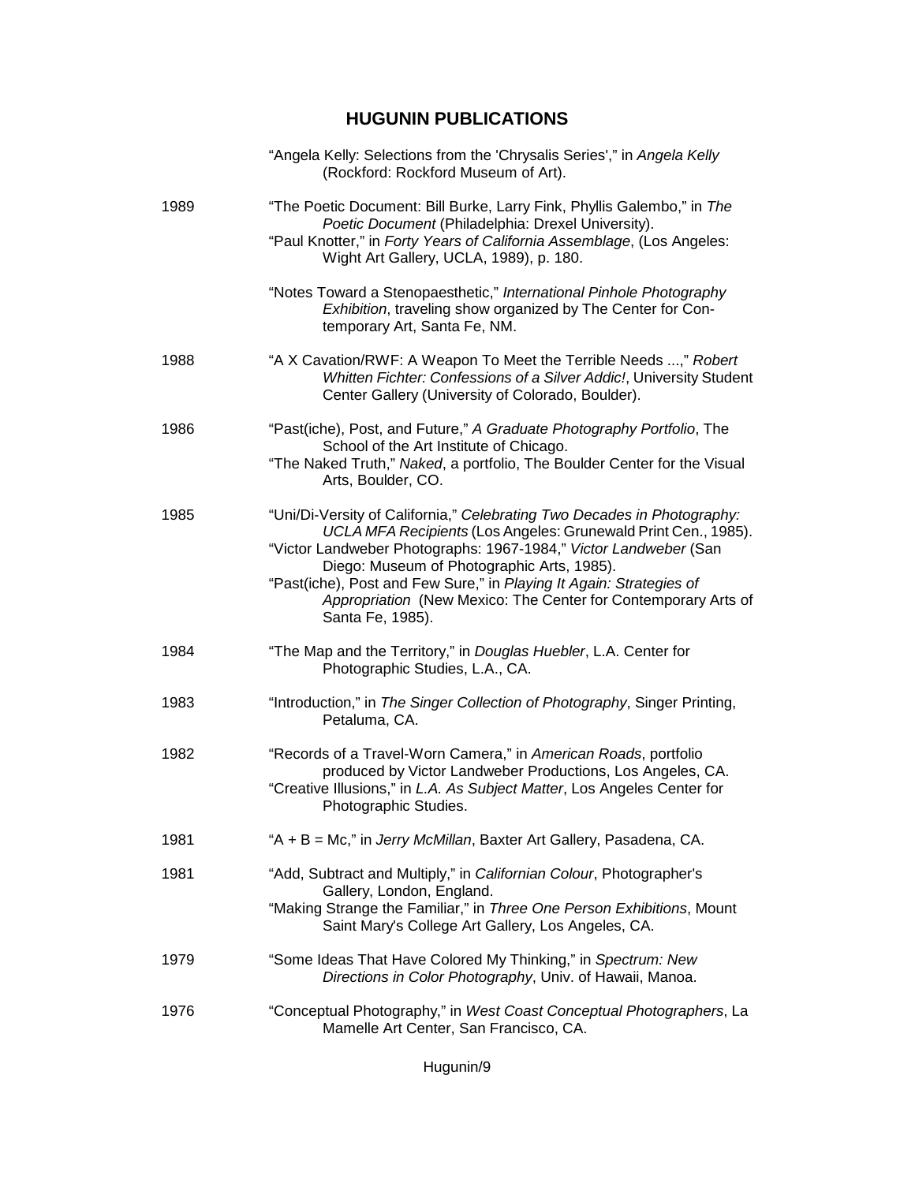## HUGUNIN PUBLICATIONS

"Angela Kelly: Selections from the 'Chrysalis Series'," in *Angela Kelly* (Rockford: Rockford Museum of Art).

1989 "The Poetic Document: Bill Burke, Larry Fink, Phyllis Galembo," in *The Poetic Document* (Philadelphia: Drexel University).
"Paul Knotter," in *Forty Years of California Assemblage*, (Los Angeles: Wight Art Gallery, UCLA, 1989), p. 180.

"Notes Toward a Stenopaesthetic," *International Pinhole Photography Exhibition*, traveling show organized by The Center for Contemporary Art, Santa Fe, NM.

1988 "A X Cavation/RWF: A Weapon To Meet the Terrible Needs ...," *Robert Whitten Fichter: Confessions of a Silver Addic!*, University Student Center Gallery (University of Colorado, Boulder).

1986 "Past(iche), Post, and Future," *A Graduate Photography Portfolio*, The School of the Art Institute of Chicago.
"The Naked Truth," *Naked*, a portfolio, The Boulder Center for the Visual Arts, Boulder, CO.

1985 "Uni/Di-Versity of California," *Celebrating Two Decades in Photography: UCLA MFA Recipients* (Los Angeles: Grunewald Print Cen., 1985).
"Victor Landweber Photographs: 1967-1984," *Victor Landweber* (San Diego: Museum of Photographic Arts, 1985).
"Past(iche), Post and Few Sure," in *Playing It Again: Strategies of Appropriation* (New Mexico: The Center for Contemporary Arts of Santa Fe, 1985).

1984 "The Map and the Territory," in *Douglas Huebler*, L.A. Center for Photographic Studies, L.A., CA.

1983 "Introduction," in *The Singer Collection of Photography*, Singer Printing, Petaluma, CA.

1982 "Records of a Travel-Worn Camera," in *American Roads*, portfolio produced by Victor Landweber Productions, Los Angeles, CA.
"Creative Illusions," in *L.A. As Subject Matter*, Los Angeles Center for Photographic Studies.

1981 "A + B = Mc," in *Jerry McMillan*, Baxter Art Gallery, Pasadena, CA.

1981 "Add, Subtract and Multiply," in *Californian Colour*, Photographer's Gallery, London, England.
"Making Strange the Familiar," in *Three One Person Exhibitions*, Mount Saint Mary's College Art Gallery, Los Angeles, CA.

1979 "Some Ideas That Have Colored My Thinking," in *Spectrum: New Directions in Color Photography*, Univ. of Hawaii, Manoa.

1976 "Conceptual Photography," in *West Coast Conceptual Photographers*, La Mamelle Art Center, San Francisco, CA.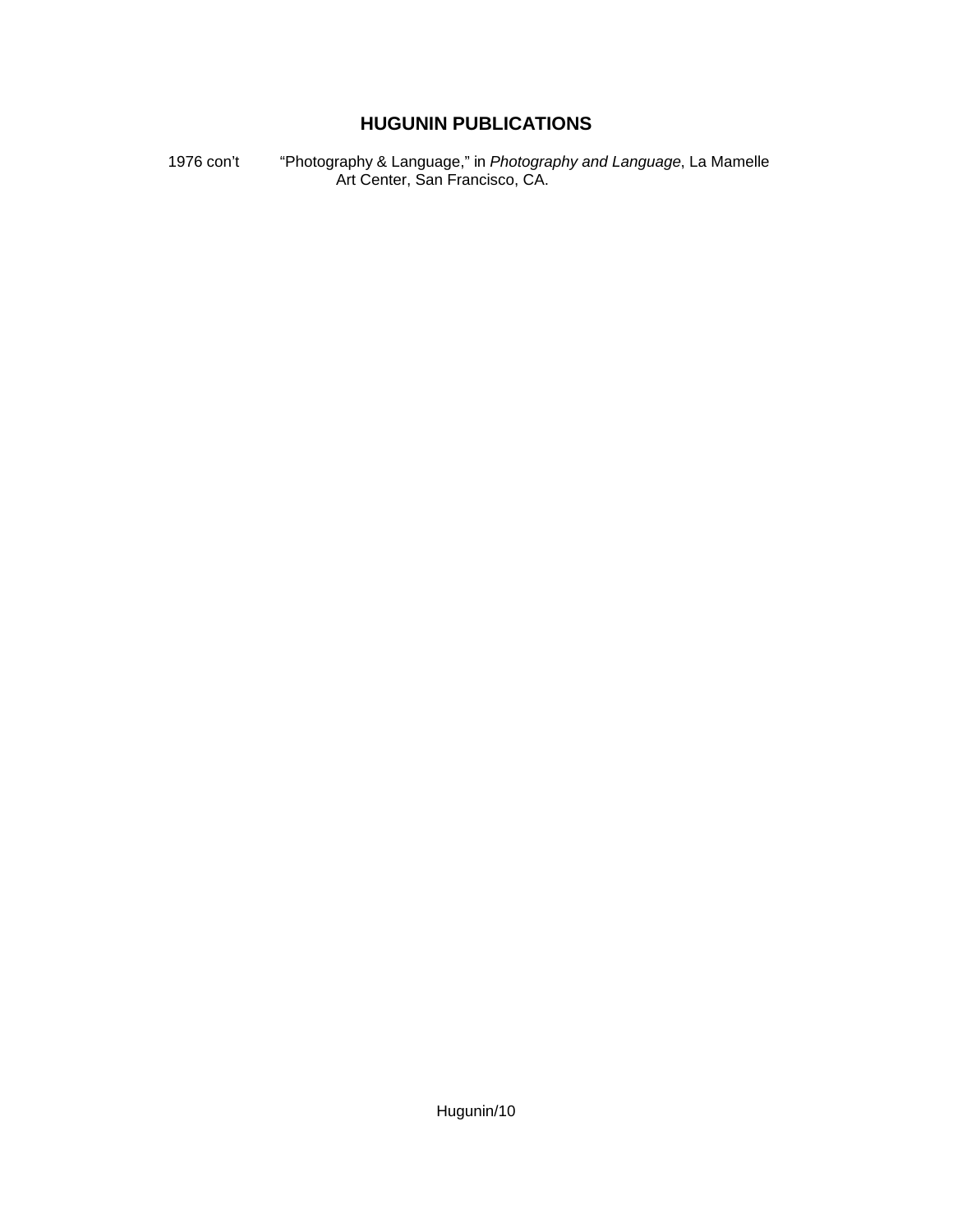## HUGUNIN PUBLICATIONS

1976 con't “Photography & Language,” in *Photography and Language*, La Mamelle Art Center, San Francisco, CA.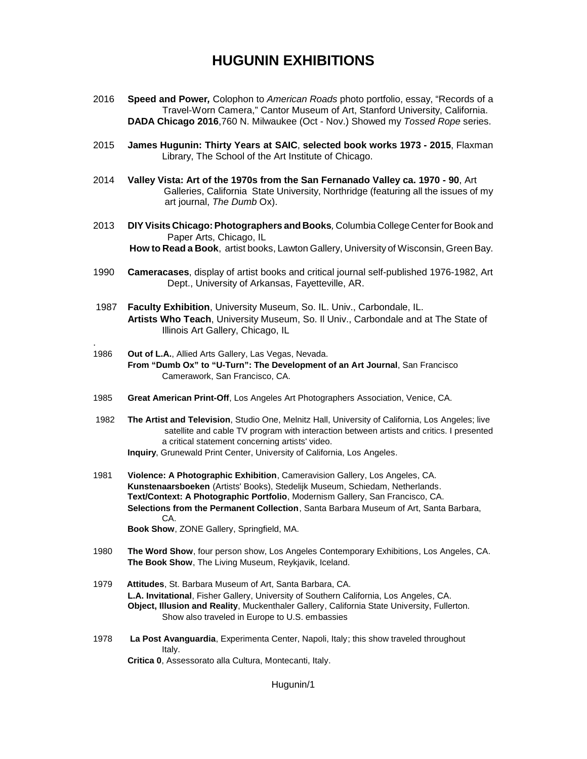# HUGUNIN EXHIBITIONS

2016 **Speed and Power,** Colophon to *American Roads* photo portfolio, essay, "Records of a Travel-Worn Camera," Cantor Museum of Art, Stanford University, California.
**DADA Chicago 2016**,760 N. Milwaukee (Oct - Nov.) Showed my *Tossed Rope* series.

2015 **James Hugunin: Thirty Years at SAIC**, **selected book works 1973 - 2015**, Flaxman Library, The School of the Art Institute of Chicago.

2014 **Valley Vista: Art of the 1970s from the San Fernanado Valley ca. 1970 - 90**, Art Galleries, California State University, Northridge (featuring all the issues of my art journal, *The Dumb* Ox).

2013 **DIY Visits Chicago: Photographers and Books***,* Columbia College Center for Book and Paper Arts, Chicago, IL
**How to Read a Book**, artist books, Lawton Gallery, University of Wisconsin, Green Bay.

1990 **Cameracases**, display of artist books and critical journal self-published 1976-1982, Art Dept., University of Arkansas, Fayetteville, AR.

1987 **Faculty Exhibition**, University Museum, So. IL. Univ., Carbondale, IL.
**Artists Who Teach**, University Museum, So. Il Univ., Carbondale and at The State of Illinois Art Gallery, Chicago, IL

1986 **Out of L.A.**, Allied Arts Gallery, Las Vegas, Nevada.
**From "Dumb Ox" to "U-Turn": The Development of an Art Journal**, San Francisco Camerawork, San Francisco, CA.

1985 **Great American Print-Off**, Los Angeles Art Photographers Association, Venice, CA.

1982 **The Artist and Television**, Studio One, Melnitz Hall, University of California, Los Angeles; live satellite and cable TV program with interaction between artists and critics. I presented a critical statement concerning artists' video.
**Inquiry**, Grunewald Print Center, University of California, Los Angeles.

1981 **Violence: A Photographic Exhibition**, Cameravision Gallery, Los Angeles, CA.
**Kunstenaarsboeken** (Artists' Books), Stedelijk Museum, Schiedam, Netherlands.
**Text/Context: A Photographic Portfolio**, Modernism Gallery, San Francisco, CA.
**Selections from the Permanent Collection**, Santa Barbara Museum of Art, Santa Barbara, CA.
**Book Show**, ZONE Gallery, Springfield, MA.

1980 **The Word Show**, four person show, Los Angeles Contemporary Exhibitions, Los Angeles, CA.
**The Book Show**, The Living Museum, Reykjavik, Iceland.

1979 **Attitudes**, St. Barbara Museum of Art, Santa Barbara, CA.
**L.A. Invitational**, Fisher Gallery, University of Southern California, Los Angeles, CA.
**Object, Illusion and Reality**, Muckenthaler Gallery, California State University, Fullerton. Show also traveled in Europe to U.S. embassies

1978 **La Post Avanguardia**, Experimenta Center, Napoli, Italy; this show traveled throughout Italy.
**Critica 0**, Assessorato alla Cultura, Montecanti, Italy.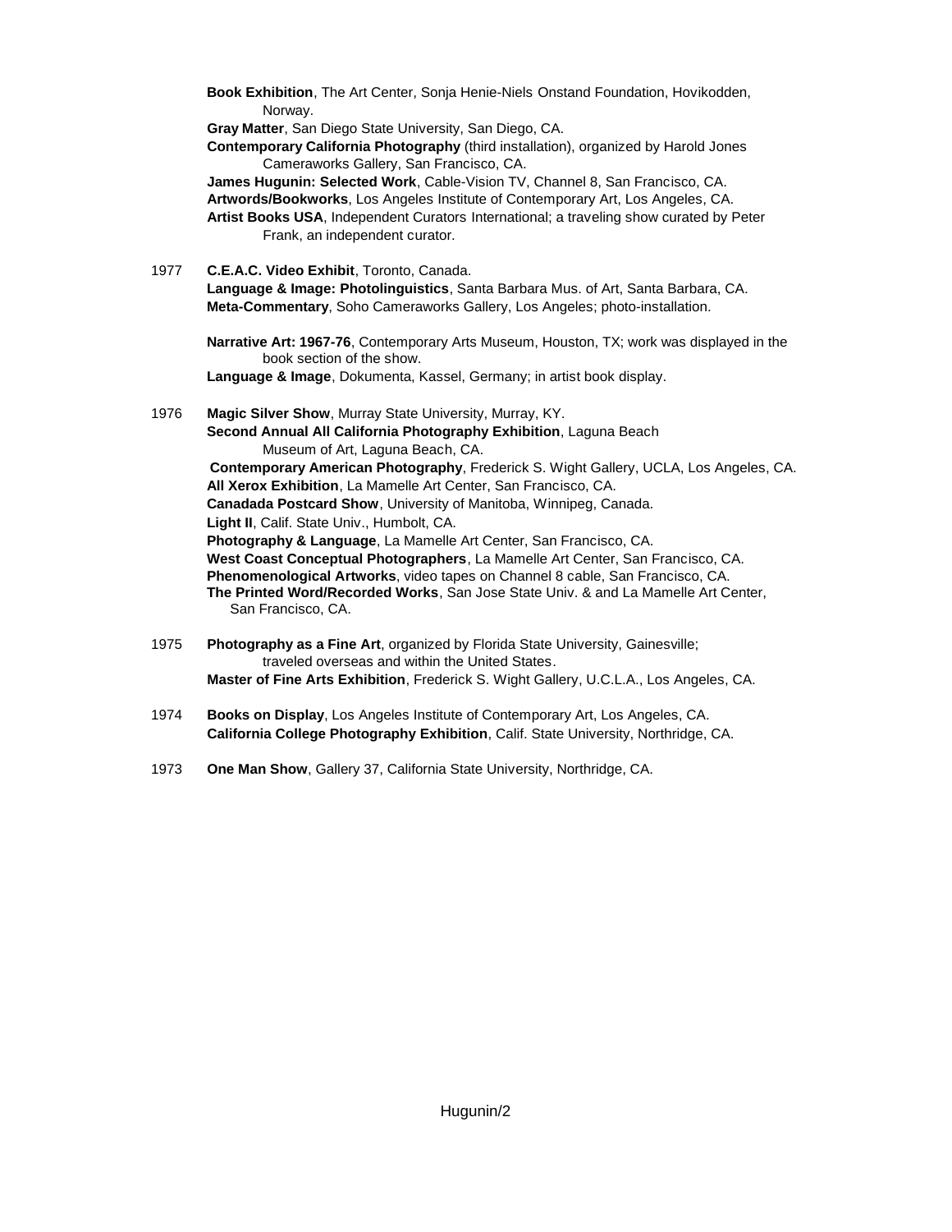**Book Exhibition**, The Art Center, Sonja Henie-Niels Onstand Foundation, Hovikodden, Norway.
**Gray Matter**, San Diego State University, San Diego, CA.
**Contemporary California Photography** (third installation), organized by Harold Jones Cameraworks Gallery, San Francisco, CA.
**James Hugunin: Selected Work**, Cable-Vision TV, Channel 8, San Francisco, CA.
**Artwords/Bookworks**, Los Angeles Institute of Contemporary Art, Los Angeles, CA.
**Artist Books USA**, Independent Curators International; a traveling show curated by Peter Frank, an independent curator.

1977 **C.E.A.C. Video Exhibit**, Toronto, Canada.
**Language & Image: Photolinguistics**, Santa Barbara Mus. of Art, Santa Barbara, CA.
**Meta-Commentary**, Soho Cameraworks Gallery, Los Angeles; photo-installation.

**Narrative Art: 1967-76**, Contemporary Arts Museum, Houston, TX; work was displayed in the book section of the show.
**Language & Image**, Dokumenta, Kassel, Germany; in artist book display.

1976 **Magic Silver Show**, Murray State University, Murray, KY.
**Second Annual All California Photography Exhibition**, Laguna Beach Museum of Art, Laguna Beach, CA.
**Contemporary American Photography**, Frederick S. Wight Gallery, UCLA, Los Angeles, CA.
**All Xerox Exhibition**, La Mamelle Art Center, San Francisco, CA.
**Canadada Postcard Show**, University of Manitoba, Winnipeg, Canada.
**Light II**, Calif. State Univ., Humbolt, CA.
**Photography & Language**, La Mamelle Art Center, San Francisco, CA.
**West Coast Conceptual Photographers**, La Mamelle Art Center, San Francisco, CA.
**Phenomenological Artworks**, video tapes on Channel 8 cable, San Francisco, CA.
**The Printed Word/Recorded Works**, San Jose State Univ. & and La Mamelle Art Center, San Francisco, CA.

1975 **Photography as a Fine Art**, organized by Florida State University, Gainesville; traveled overseas and within the United States.
**Master of Fine Arts Exhibition**, Frederick S. Wight Gallery, U.C.L.A., Los Angeles, CA.

1974 **Books on Display**, Los Angeles Institute of Contemporary Art, Los Angeles, CA.
**California College Photography Exhibition**, Calif. State University, Northridge, CA.

1973 **One Man Show**, Gallery 37, California State University, Northridge, CA.